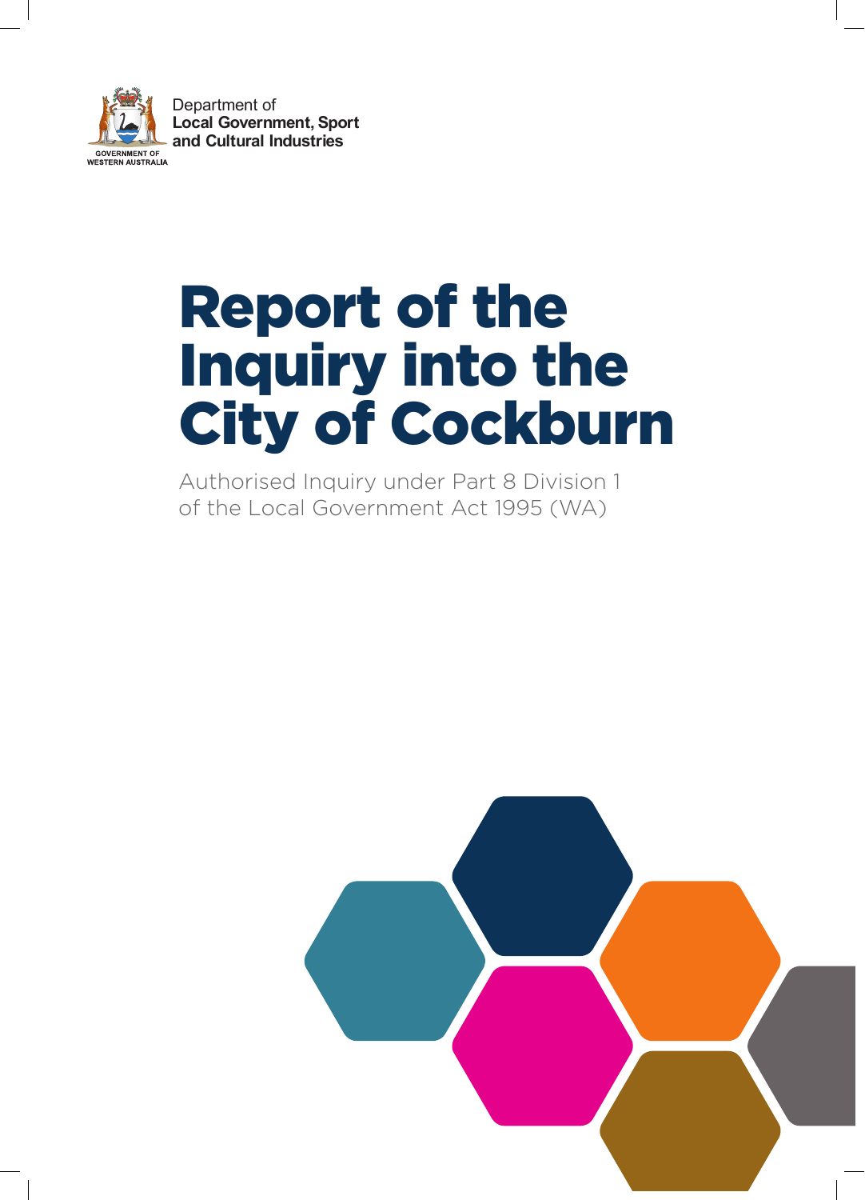Department of
**Local Government, Sport and Cultural Industries**

GOVERNMENT OF WESTERN AUSTRALIA

# Report of the Inquiry into the City of Cockburn

Authorised Inquiry under Part 8 Division 1 of the Local Government Act 1995 (WA)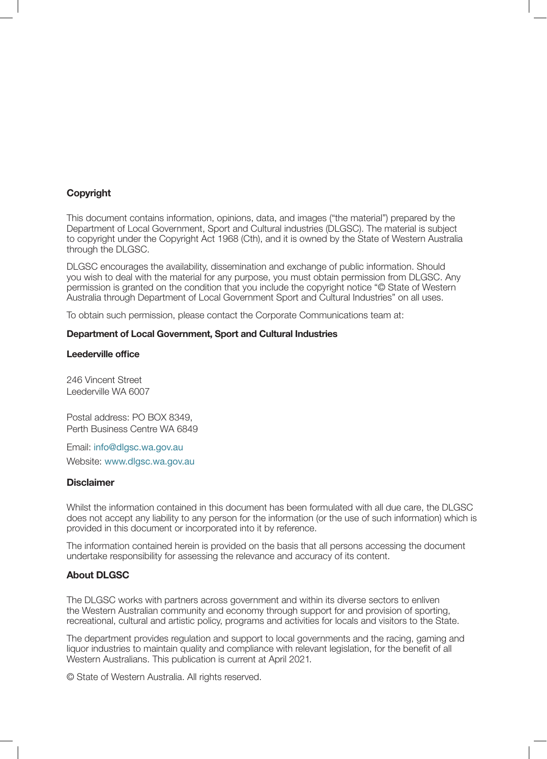## Copyright

This document contains information, opinions, data, and images ("the material") prepared by the Department of Local Government, Sport and Cultural industries (DLGSC). The material is subject to copyright under the Copyright Act 1968 (Cth), and it is owned by the State of Western Australia through the DLGSC.

DLGSC encourages the availability, dissemination and exchange of public information. Should you wish to deal with the material for any purpose, you must obtain permission from DLGSC. Any permission is granted on the condition that you include the copyright notice "© State of Western Australia through Department of Local Government Sport and Cultural Industries" on all uses.

To obtain such permission, please contact the Corporate Communications team at:

**Department of Local Government, Sport and Cultural Industries**

**Leederville office**

246 Vincent Street
Leederville WA 6007

Postal address: PO BOX 8349,
Perth Business Centre WA 6849

Email: info@dlgsc.wa.gov.au

Website: www.dlgsc.wa.gov.au

## Disclaimer

Whilst the information contained in this document has been formulated with all due care, the DLGSC does not accept any liability to any person for the information (or the use of such information) which is provided in this document or incorporated into it by reference.

The information contained herein is provided on the basis that all persons accessing the document undertake responsibility for assessing the relevance and accuracy of its content.

## About DLGSC

The DLGSC works with partners across government and within its diverse sectors to enliven the Western Australian community and economy through support for and provision of sporting, recreational, cultural and artistic policy, programs and activities for locals and visitors to the State.

The department provides regulation and support to local governments and the racing, gaming and liquor industries to maintain quality and compliance with relevant legislation, for the benefit of all Western Australians. This publication is current at April 2021.

© State of Western Australia. All rights reserved.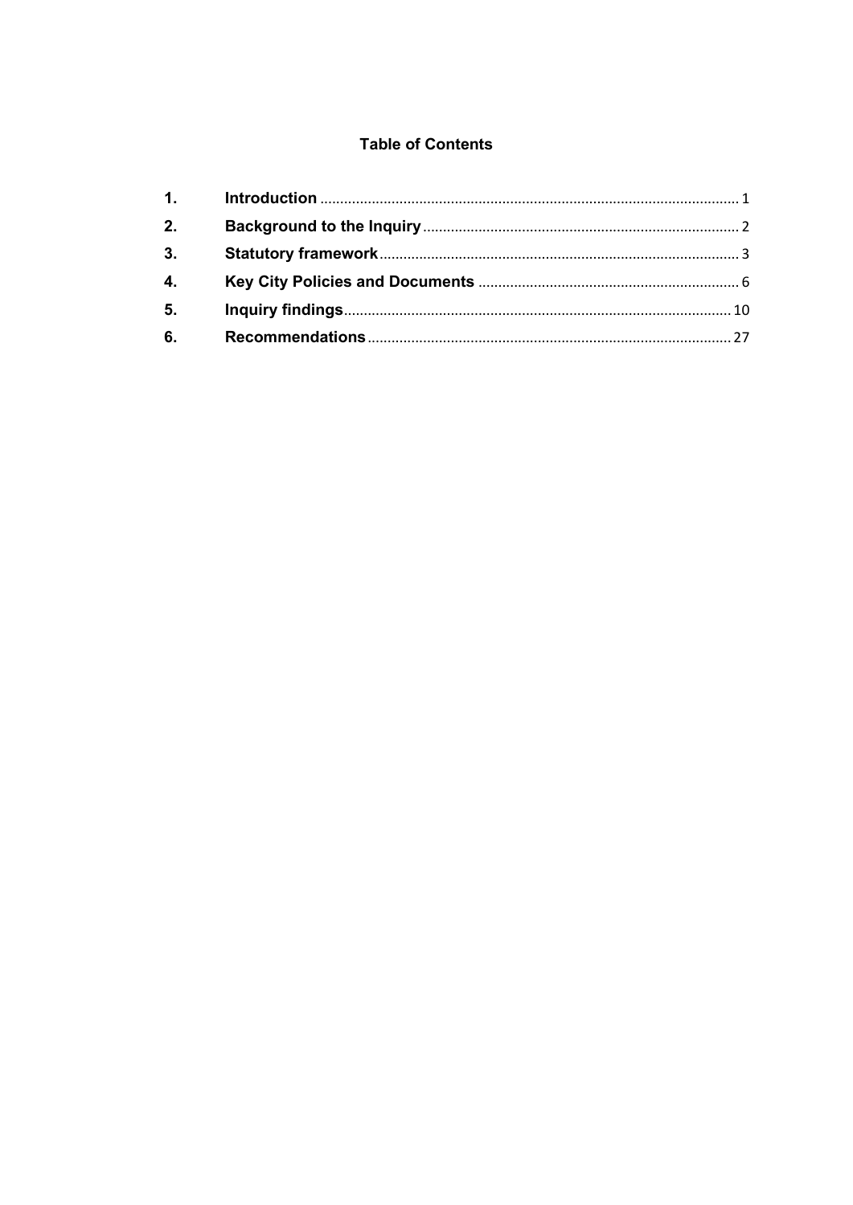# Table of Contents

| | | |
|---|---|---|
| 1. | **Introduction** | 1 |
| 2. | **Background to the Inquiry** | 2 |
| 3. | **Statutory framework** | 3 |
| 4. | **Key City Policies and Documents** | 6 |
| 5. | **Inquiry findings** | 10 |
| 6. | **Recommendations** | 27 |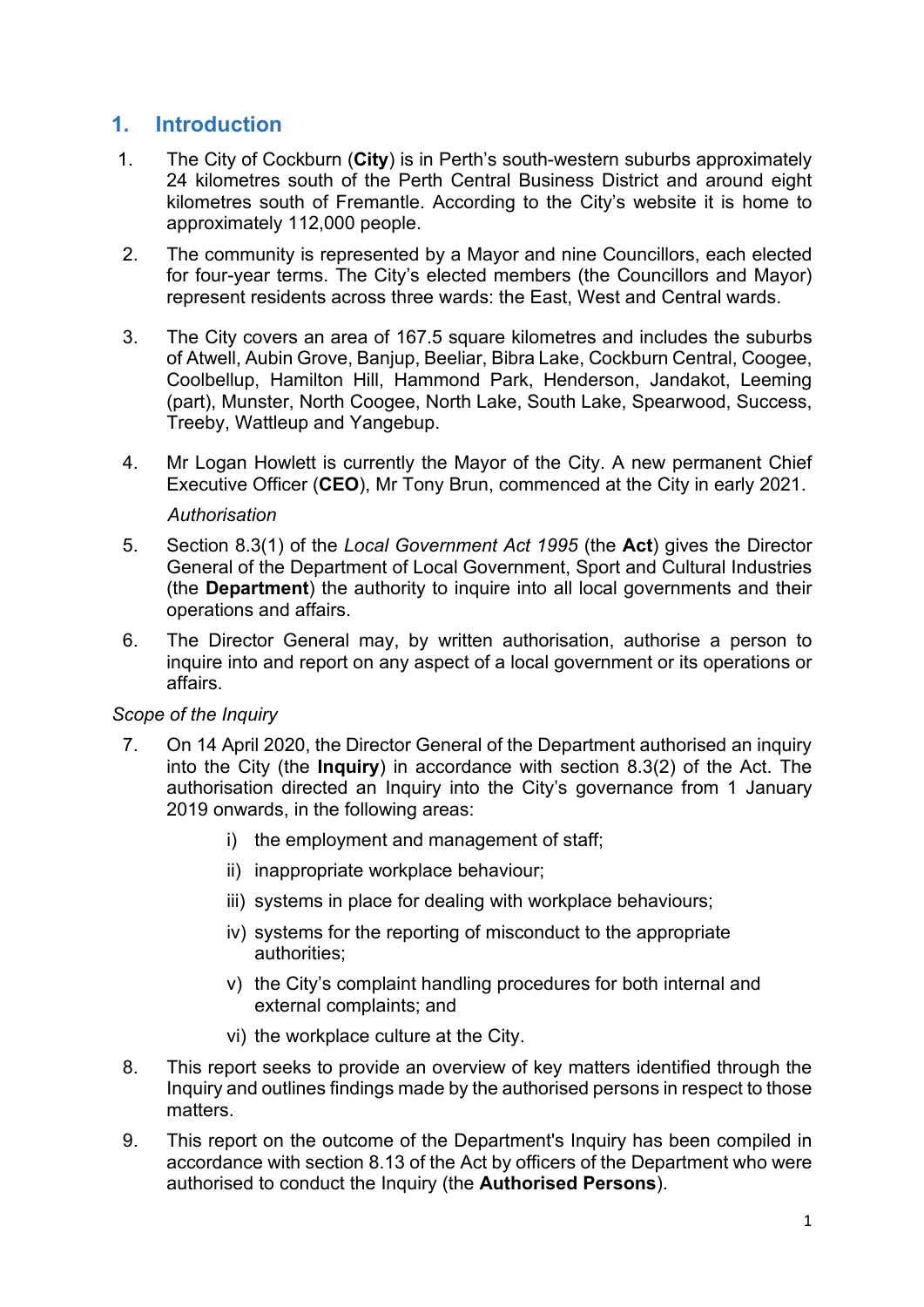# 1. Introduction

1. The City of Cockburn (**City**) is in Perth's south-western suburbs approximately 24 kilometres south of the Perth Central Business District and around eight kilometres south of Fremantle. According to the City's website it is home to approximately 112,000 people.

2. The community is represented by a Mayor and nine Councillors, each elected for four-year terms. The City's elected members (the Councillors and Mayor) represent residents across three wards: the East, West and Central wards.

3. The City covers an area of 167.5 square kilometres and includes the suburbs of Atwell, Aubin Grove, Banjup, Beeliar, Bibra Lake, Cockburn Central, Coogee, Coolbellup, Hamilton Hill, Hammond Park, Henderson, Jandakot, Leeming (part), Munster, North Coogee, North Lake, South Lake, Spearwood, Success, Treeby, Wattleup and Yangebup.

4. Mr Logan Howlett is currently the Mayor of the City. A new permanent Chief Executive Officer (**CEO**), Mr Tony Brun, commenced at the City in early 2021.

*Authorisation*

5. Section 8.3(1) of the *Local Government Act 1995* (the **Act**) gives the Director General of the Department of Local Government, Sport and Cultural Industries (the **Department**) the authority to inquire into all local governments and their operations and affairs.

6. The Director General may, by written authorisation, authorise a person to inquire into and report on any aspect of a local government or its operations or affairs.

*Scope of the Inquiry*

7. On 14 April 2020, the Director General of the Department authorised an inquiry into the City (the **Inquiry**) in accordance with section 8.3(2) of the Act. The authorisation directed an Inquiry into the City's governance from 1 January 2019 onwards, in the following areas:

   i) the employment and management of staff;

   ii) inappropriate workplace behaviour;

   iii) systems in place for dealing with workplace behaviours;

   iv) systems for the reporting of misconduct to the appropriate authorities;

   v) the City's complaint handling procedures for both internal and external complaints; and

   vi) the workplace culture at the City.

8. This report seeks to provide an overview of key matters identified through the Inquiry and outlines findings made by the authorised persons in respect to those matters.

9. This report on the outcome of the Department's Inquiry has been compiled in accordance with section 8.13 of the Act by officers of the Department who were authorised to conduct the Inquiry (the **Authorised Persons**).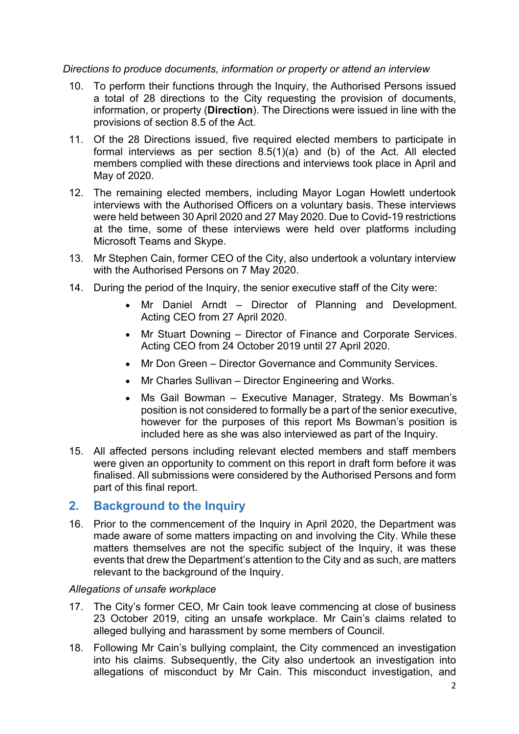*Directions to produce documents, information or property or attend an interview*

10. To perform their functions through the Inquiry, the Authorised Persons issued a total of 28 directions to the City requesting the provision of documents, information, or property (**Direction**). The Directions were issued in line with the provisions of section 8.5 of the Act.

11. Of the 28 Directions issued, five required elected members to participate in formal interviews as per section 8.5(1)(a) and (b) of the Act. All elected members complied with these directions and interviews took place in April and May of 2020.

12. The remaining elected members, including Mayor Logan Howlett undertook interviews with the Authorised Officers on a voluntary basis. These interviews were held between 30 April 2020 and 27 May 2020. Due to Covid-19 restrictions at the time, some of these interviews were held over platforms including Microsoft Teams and Skype.

13. Mr Stephen Cain, former CEO of the City, also undertook a voluntary interview with the Authorised Persons on 7 May 2020.

14. During the period of the Inquiry, the senior executive staff of the City were:
    - Mr Daniel Arndt – Director of Planning and Development. Acting CEO from 27 April 2020.
    - Mr Stuart Downing – Director of Finance and Corporate Services. Acting CEO from 24 October 2019 until 27 April 2020.
    - Mr Don Green – Director Governance and Community Services.
    - Mr Charles Sullivan – Director Engineering and Works.
    - Ms Gail Bowman – Executive Manager, Strategy. Ms Bowman's position is not considered to formally be a part of the senior executive, however for the purposes of this report Ms Bowman's position is included here as she was also interviewed as part of the Inquiry.

15. All affected persons including relevant elected members and staff members were given an opportunity to comment on this report in draft form before it was finalised. All submissions were considered by the Authorised Persons and form part of this final report.

## 2. Background to the Inquiry

16. Prior to the commencement of the Inquiry in April 2020, the Department was made aware of some matters impacting on and involving the City. While these matters themselves are not the specific subject of the Inquiry, it was these events that drew the Department's attention to the City and as such, are matters relevant to the background of the Inquiry.

*Allegations of unsafe workplace*

17. The City's former CEO, Mr Cain took leave commencing at close of business 23 October 2019, citing an unsafe workplace. Mr Cain's claims related to alleged bullying and harassment by some members of Council.

18. Following Mr Cain's bullying complaint, the City commenced an investigation into his claims. Subsequently, the City also undertook an investigation into allegations of misconduct by Mr Cain. This misconduct investigation, and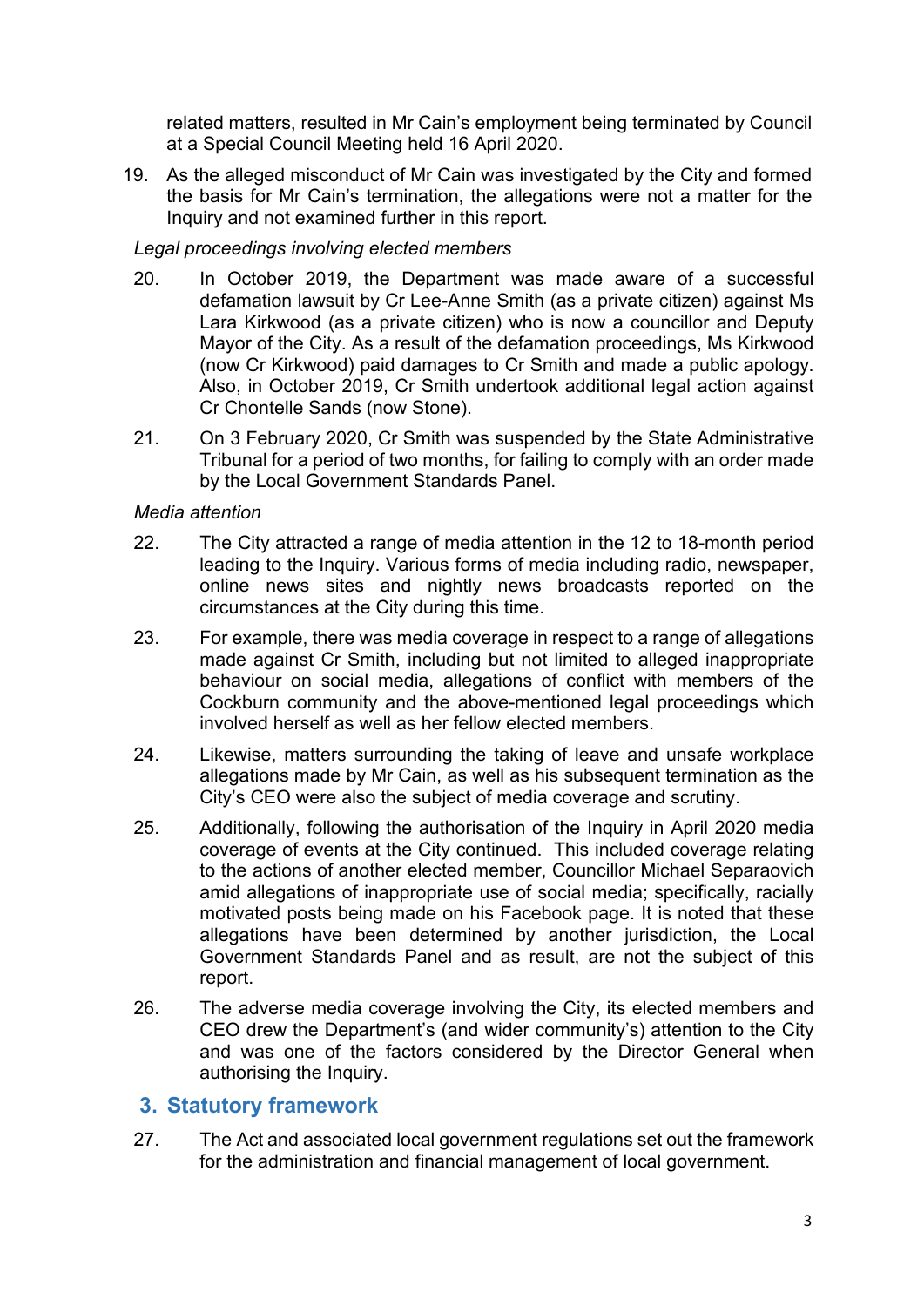related matters, resulted in Mr Cain's employment being terminated by Council at a Special Council Meeting held 16 April 2020.

19. As the alleged misconduct of Mr Cain was investigated by the City and formed the basis for Mr Cain's termination, the allegations were not a matter for the Inquiry and not examined further in this report.

*Legal proceedings involving elected members*

20. In October 2019, the Department was made aware of a successful defamation lawsuit by Cr Lee-Anne Smith (as a private citizen) against Ms Lara Kirkwood (as a private citizen) who is now a councillor and Deputy Mayor of the City. As a result of the defamation proceedings, Ms Kirkwood (now Cr Kirkwood) paid damages to Cr Smith and made a public apology. Also, in October 2019, Cr Smith undertook additional legal action against Cr Chontelle Sands (now Stone).

21. On 3 February 2020, Cr Smith was suspended by the State Administrative Tribunal for a period of two months, for failing to comply with an order made by the Local Government Standards Panel.

*Media attention*

22. The City attracted a range of media attention in the 12 to 18-month period leading to the Inquiry. Various forms of media including radio, newspaper, online news sites and nightly news broadcasts reported on the circumstances at the City during this time.

23. For example, there was media coverage in respect to a range of allegations made against Cr Smith, including but not limited to alleged inappropriate behaviour on social media, allegations of conflict with members of the Cockburn community and the above-mentioned legal proceedings which involved herself as well as her fellow elected members.

24. Likewise, matters surrounding the taking of leave and unsafe workplace allegations made by Mr Cain, as well as his subsequent termination as the City's CEO were also the subject of media coverage and scrutiny.

25. Additionally, following the authorisation of the Inquiry in April 2020 media coverage of events at the City continued. This included coverage relating to the actions of another elected member, Councillor Michael Separaovich amid allegations of inappropriate use of social media; specifically, racially motivated posts being made on his Facebook page. It is noted that these allegations have been determined by another jurisdiction, the Local Government Standards Panel and as result, are not the subject of this report.

26. The adverse media coverage involving the City, its elected members and CEO drew the Department's (and wider community's) attention to the City and was one of the factors considered by the Director General when authorising the Inquiry.

## 3. Statutory framework

27. The Act and associated local government regulations set out the framework for the administration and financial management of local government.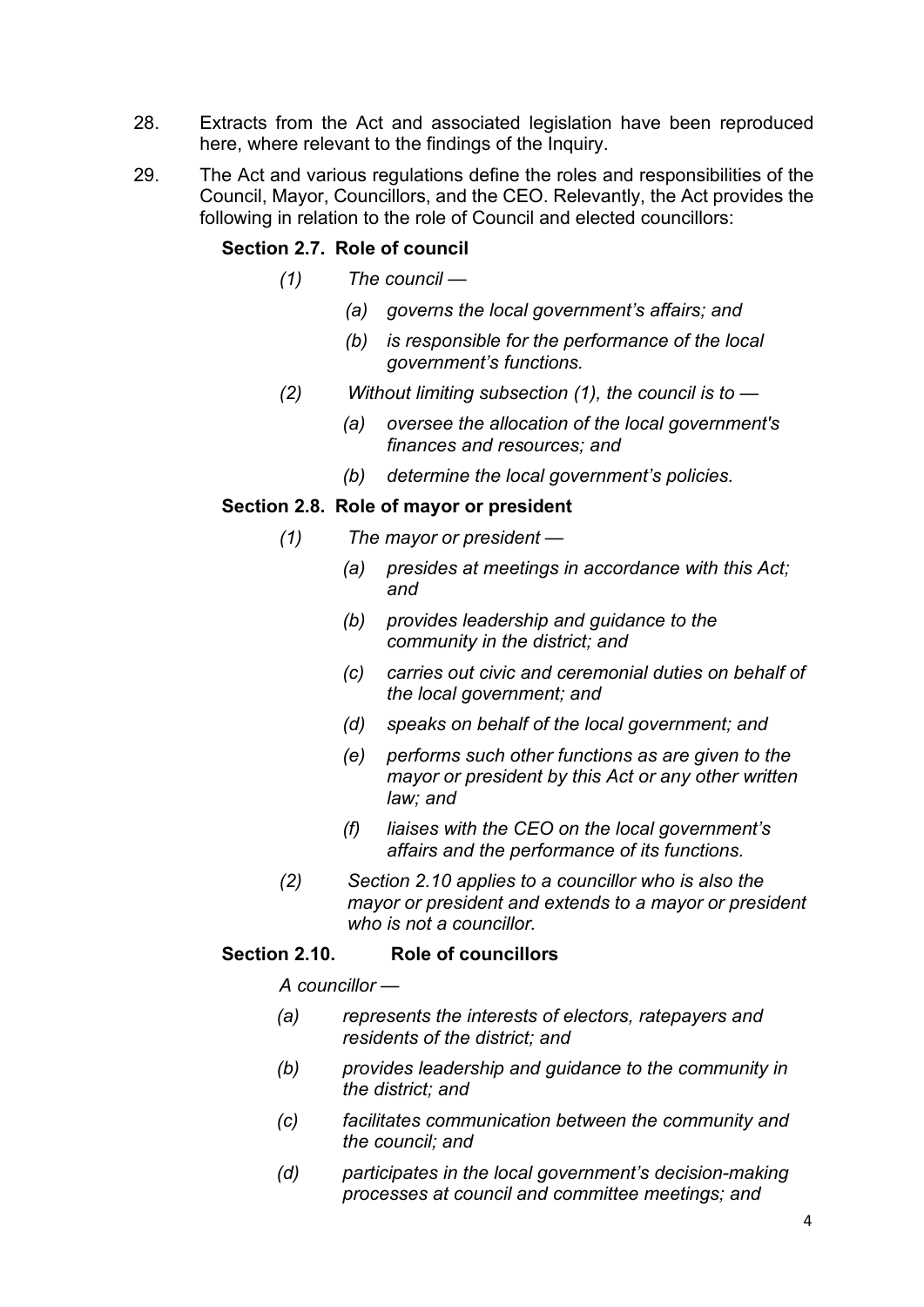28. Extracts from the Act and associated legislation have been reproduced here, where relevant to the findings of the Inquiry.

29. The Act and various regulations define the roles and responsibilities of the Council, Mayor, Councillors, and the CEO. Relevantly, the Act provides the following in relation to the role of Council and elected councillors:

**Section 2.7. Role of council**

*(1) The council —*

*(a) governs the local government's affairs; and*

*(b) is responsible for the performance of the local government's functions.*

*(2) Without limiting subsection (1), the council is to —*

*(a) oversee the allocation of the local government's finances and resources; and*

*(b) determine the local government's policies.*

**Section 2.8. Role of mayor or president**

*(1) The mayor or president —*

*(a) presides at meetings in accordance with this Act; and*

*(b) provides leadership and guidance to the community in the district; and*

*(c) carries out civic and ceremonial duties on behalf of the local government; and*

*(d) speaks on behalf of the local government; and*

*(e) performs such other functions as are given to the mayor or president by this Act or any other written law; and*

*(f) liaises with the CEO on the local government's affairs and the performance of its functions.*

*(2) Section 2.10 applies to a councillor who is also the mayor or president and extends to a mayor or president who is not a councillor.*

**Section 2.10. Role of councillors**

*A councillor —*

*(a) represents the interests of electors, ratepayers and residents of the district; and*

*(b) provides leadership and guidance to the community in the district; and*

*(c) facilitates communication between the community and the council; and*

*(d) participates in the local government's decision-making processes at council and committee meetings; and*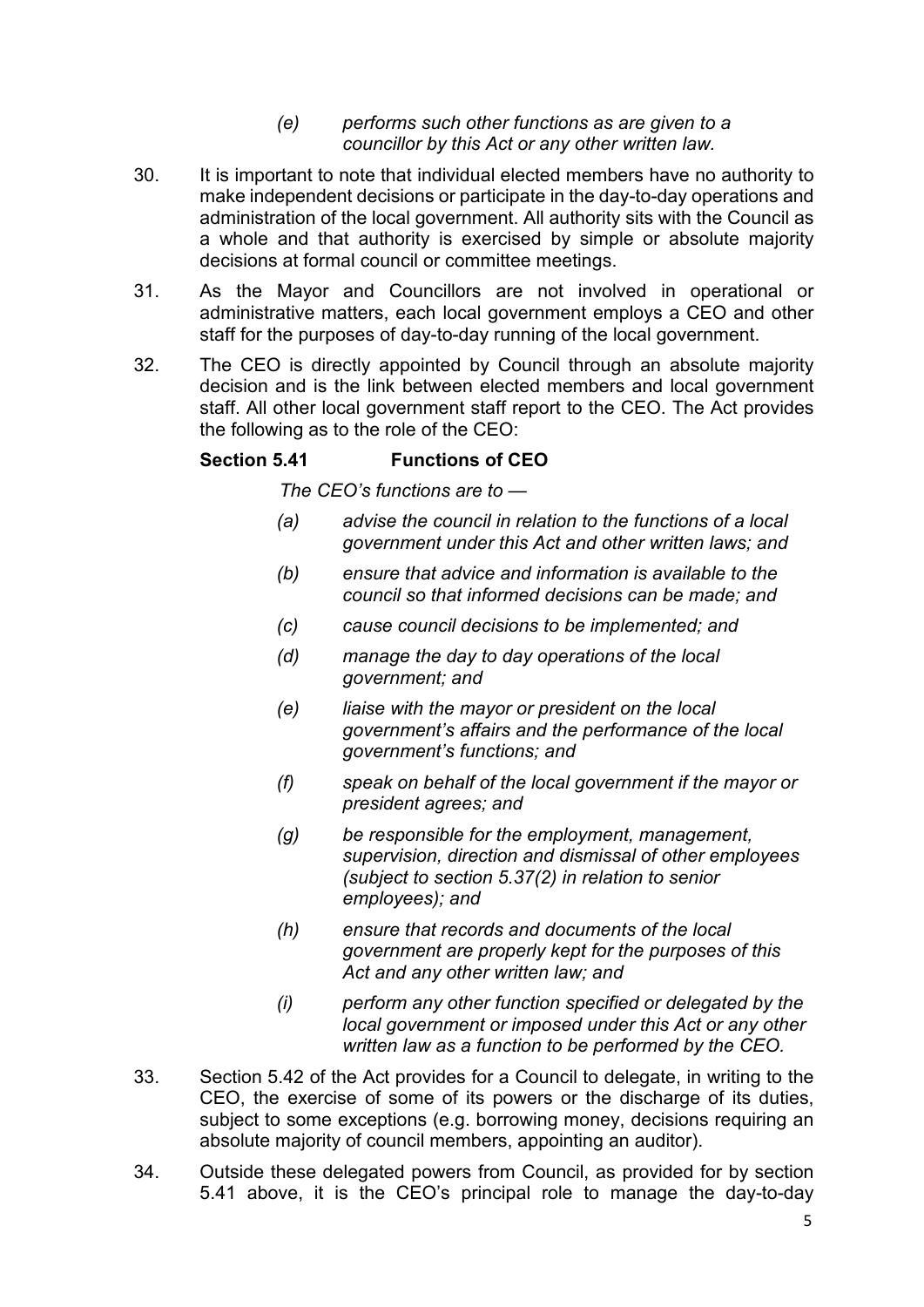> *(e) performs such other functions as are given to a councillor by this Act or any other written law.*

30. It is important to note that individual elected members have no authority to make independent decisions or participate in the day-to-day operations and administration of the local government. All authority sits with the Council as a whole and that authority is exercised by simple or absolute majority decisions at formal council or committee meetings.

31. As the Mayor and Councillors are not involved in operational or administrative matters, each local government employs a CEO and other staff for the purposes of day-to-day running of the local government.

32. The CEO is directly appointed by Council through an absolute majority decision and is the link between elected members and local government staff. All other local government staff report to the CEO. The Act provides the following as to the role of the CEO:

**Section 5.41 Functions of CEO**

*The CEO's functions are to —*

- *(a) advise the council in relation to the functions of a local government under this Act and other written laws; and*
- *(b) ensure that advice and information is available to the council so that informed decisions can be made; and*
- *(c) cause council decisions to be implemented; and*
- *(d) manage the day to day operations of the local government; and*
- *(e) liaise with the mayor or president on the local government's affairs and the performance of the local government's functions; and*
- *(f) speak on behalf of the local government if the mayor or president agrees; and*
- *(g) be responsible for the employment, management, supervision, direction and dismissal of other employees (subject to section 5.37(2) in relation to senior employees); and*
- *(h) ensure that records and documents of the local government are properly kept for the purposes of this Act and any other written law; and*
- *(i) perform any other function specified or delegated by the local government or imposed under this Act or any other written law as a function to be performed by the CEO.*

33. Section 5.42 of the Act provides for a Council to delegate, in writing to the CEO, the exercise of some of its powers or the discharge of its duties, subject to some exceptions (e.g. borrowing money, decisions requiring an absolute majority of council members, appointing an auditor).

34. Outside these delegated powers from Council, as provided for by section 5.41 above, it is the CEO's principal role to manage the day-to-day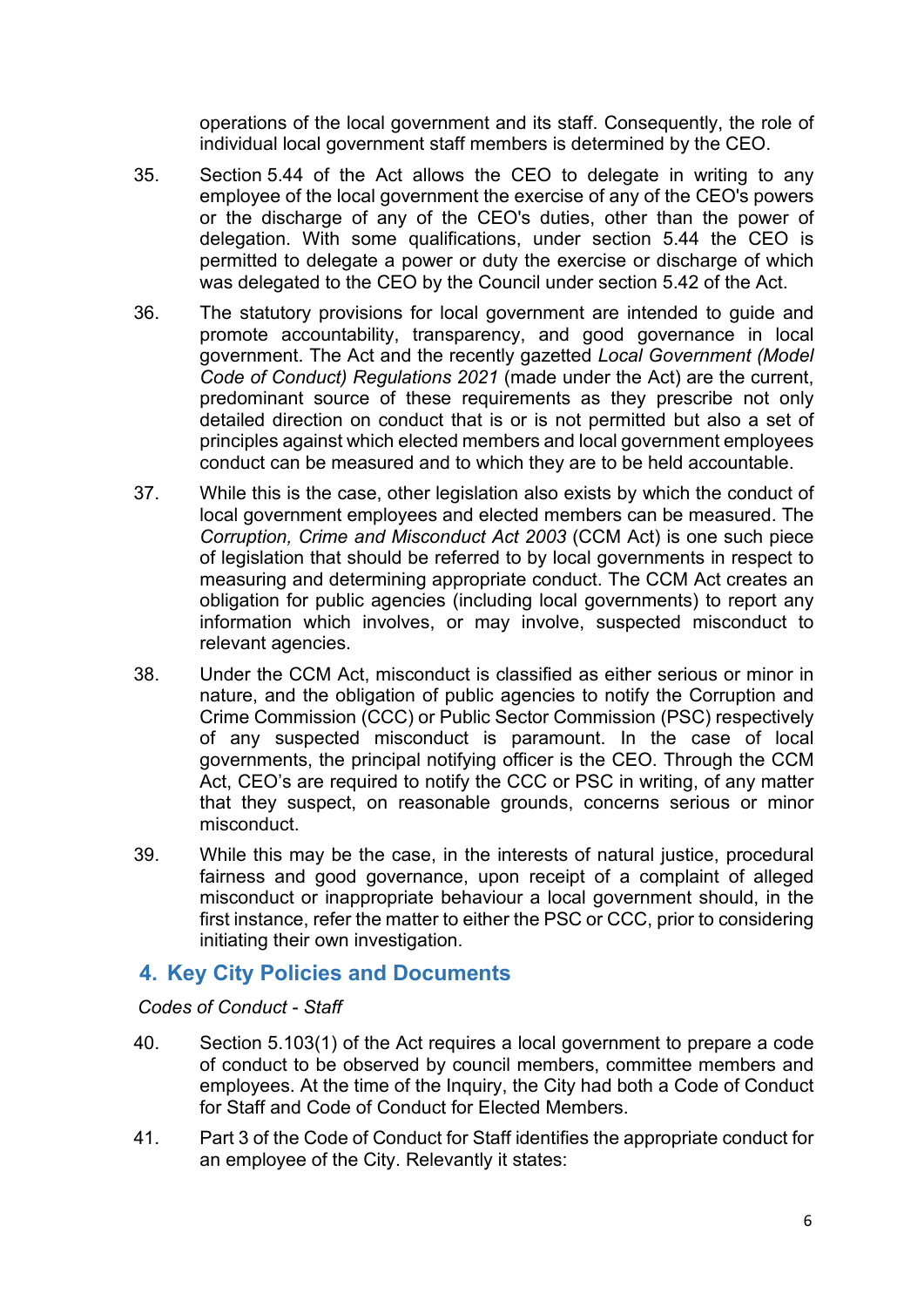operations of the local government and its staff. Consequently, the role of individual local government staff members is determined by the CEO.

35. Section 5.44 of the Act allows the CEO to delegate in writing to any employee of the local government the exercise of any of the CEO's powers or the discharge of any of the CEO's duties, other than the power of delegation. With some qualifications, under section 5.44 the CEO is permitted to delegate a power or duty the exercise or discharge of which was delegated to the CEO by the Council under section 5.42 of the Act.

36. The statutory provisions for local government are intended to guide and promote accountability, transparency, and good governance in local government. The Act and the recently gazetted *Local Government (Model Code of Conduct) Regulations 2021* (made under the Act) are the current, predominant source of these requirements as they prescribe not only detailed direction on conduct that is or is not permitted but also a set of principles against which elected members and local government employees conduct can be measured and to which they are to be held accountable.

37. While this is the case, other legislation also exists by which the conduct of local government employees and elected members can be measured. The *Corruption, Crime and Misconduct Act 2003* (CCM Act) is one such piece of legislation that should be referred to by local governments in respect to measuring and determining appropriate conduct. The CCM Act creates an obligation for public agencies (including local governments) to report any information which involves, or may involve, suspected misconduct to relevant agencies.

38. Under the CCM Act, misconduct is classified as either serious or minor in nature, and the obligation of public agencies to notify the Corruption and Crime Commission (CCC) or Public Sector Commission (PSC) respectively of any suspected misconduct is paramount. In the case of local governments, the principal notifying officer is the CEO. Through the CCM Act, CEO's are required to notify the CCC or PSC in writing, of any matter that they suspect, on reasonable grounds, concerns serious or minor misconduct.

39. While this may be the case, in the interests of natural justice, procedural fairness and good governance, upon receipt of a complaint of alleged misconduct or inappropriate behaviour a local government should, in the first instance, refer the matter to either the PSC or CCC, prior to considering initiating their own investigation.

## 4. Key City Policies and Documents

*Codes of Conduct - Staff*

40. Section 5.103(1) of the Act requires a local government to prepare a code of conduct to be observed by council members, committee members and employees. At the time of the Inquiry, the City had both a Code of Conduct for Staff and Code of Conduct for Elected Members.

41. Part 3 of the Code of Conduct for Staff identifies the appropriate conduct for an employee of the City. Relevantly it states: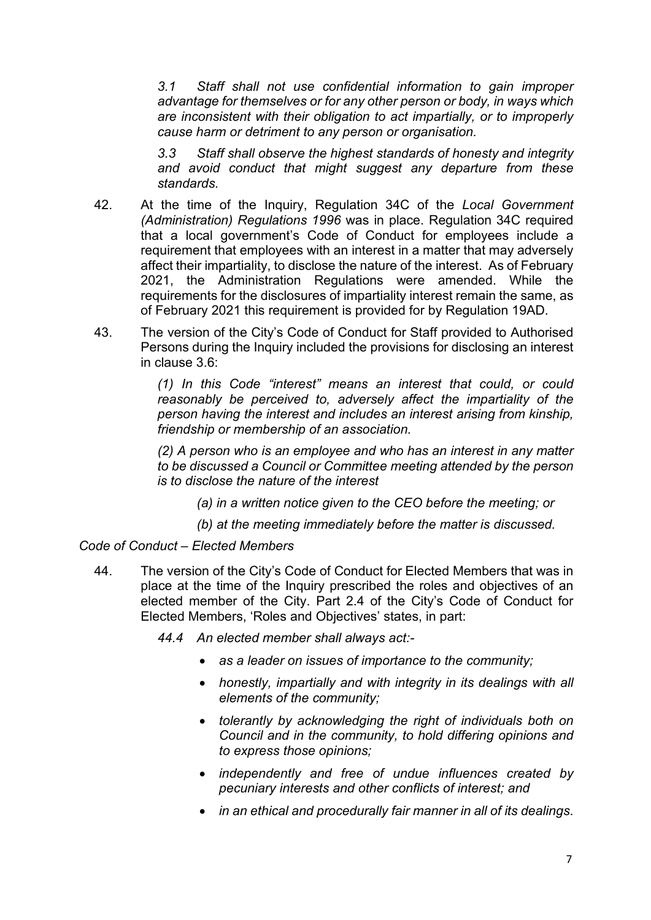*3.1 Staff shall not use confidential information to gain improper advantage for themselves or for any other person or body, in ways which are inconsistent with their obligation to act impartially, or to improperly cause harm or detriment to any person or organisation.*

*3.3 Staff shall observe the highest standards of honesty and integrity and avoid conduct that might suggest any departure from these standards.*

42. At the time of the Inquiry, Regulation 34C of the *Local Government (Administration) Regulations 1996* was in place. Regulation 34C required that a local government's Code of Conduct for employees include a requirement that employees with an interest in a matter that may adversely affect their impartiality, to disclose the nature of the interest. As of February 2021, the Administration Regulations were amended. While the requirements for the disclosures of impartiality interest remain the same, as of February 2021 this requirement is provided for by Regulation 19AD.

43. The version of the City's Code of Conduct for Staff provided to Authorised Persons during the Inquiry included the provisions for disclosing an interest in clause 3.6:

    *(1) In this Code "interest" means an interest that could, or could reasonably be perceived to, adversely affect the impartiality of the person having the interest and includes an interest arising from kinship, friendship or membership of an association.*

    *(2) A person who is an employee and who has an interest in any matter to be discussed a Council or Committee meeting attended by the person is to disclose the nature of the interest*

    *(a) in a written notice given to the CEO before the meeting; or*

    *(b) at the meeting immediately before the matter is discussed.*

*Code of Conduct – Elected Members*

44. The version of the City's Code of Conduct for Elected Members that was in place at the time of the Inquiry prescribed the roles and objectives of an elected member of the City. Part 2.4 of the City's Code of Conduct for Elected Members, 'Roles and Objectives' states, in part:

    *44.4 An elected member shall always act:-*

    - *as a leader on issues of importance to the community;*
    - *honestly, impartially and with integrity in its dealings with all elements of the community;*
    - *tolerantly by acknowledging the right of individuals both on Council and in the community, to hold differing opinions and to express those opinions;*
    - *independently and free of undue influences created by pecuniary interests and other conflicts of interest; and*
    - *in an ethical and procedurally fair manner in all of its dealings.*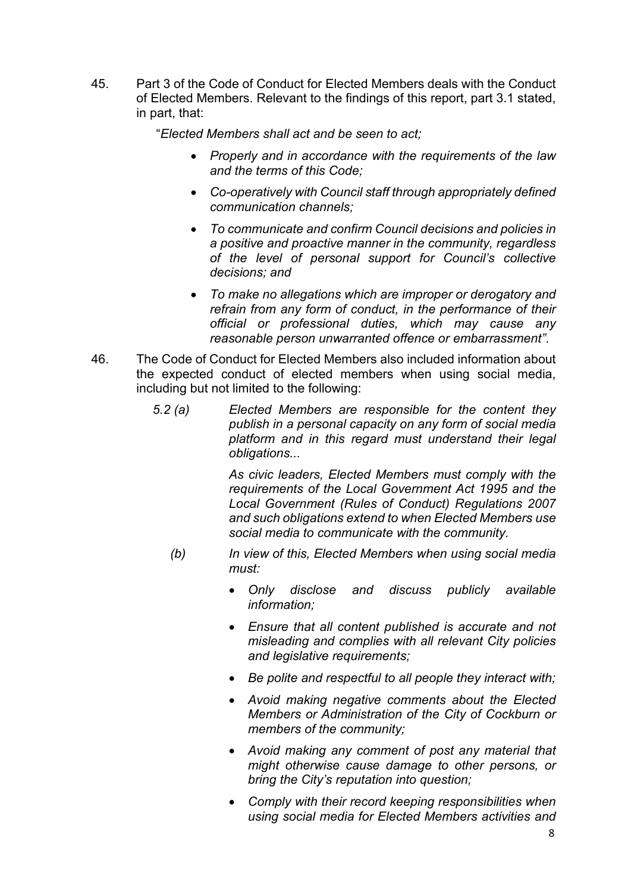45. Part 3 of the Code of Conduct for Elected Members deals with the Conduct of Elected Members. Relevant to the findings of this report, part 3.1 stated, in part, that:

    "*Elected Members shall act and be seen to act;*

    - *Properly and in accordance with the requirements of the law and the terms of this Code;*
    - *Co-operatively with Council staff through appropriately defined communication channels;*
    - *To communicate and confirm Council decisions and policies in a positive and proactive manner in the community, regardless of the level of personal support for Council's collective decisions; and*
    - *To make no allegations which are improper or derogatory and refrain from any form of conduct, in the performance of their official or professional duties, which may cause any reasonable person unwarranted offence or embarrassment"*.

46. The Code of Conduct for Elected Members also included information about the expected conduct of elected members when using social media, including but not limited to the following:

    *5.2 (a)* *Elected Members are responsible for the content they publish in a personal capacity on any form of social media platform and in this regard must understand their legal obligations...*

    *As civic leaders, Elected Members must comply with the requirements of the Local Government Act 1995 and the Local Government (Rules of Conduct) Regulations 2007 and such obligations extend to when Elected Members use social media to communicate with the community.*

    *(b)* *In view of this, Elected Members when using social media must:*

    - *Only disclose and discuss publicly available information;*
    - *Ensure that all content published is accurate and not misleading and complies with all relevant City policies and legislative requirements;*
    - *Be polite and respectful to all people they interact with;*
    - *Avoid making negative comments about the Elected Members or Administration of the City of Cockburn or members of the community;*
    - *Avoid making any comment of post any material that might otherwise cause damage to other persons, or bring the City's reputation into question;*
    - *Comply with their record keeping responsibilities when using social media for Elected Members activities and*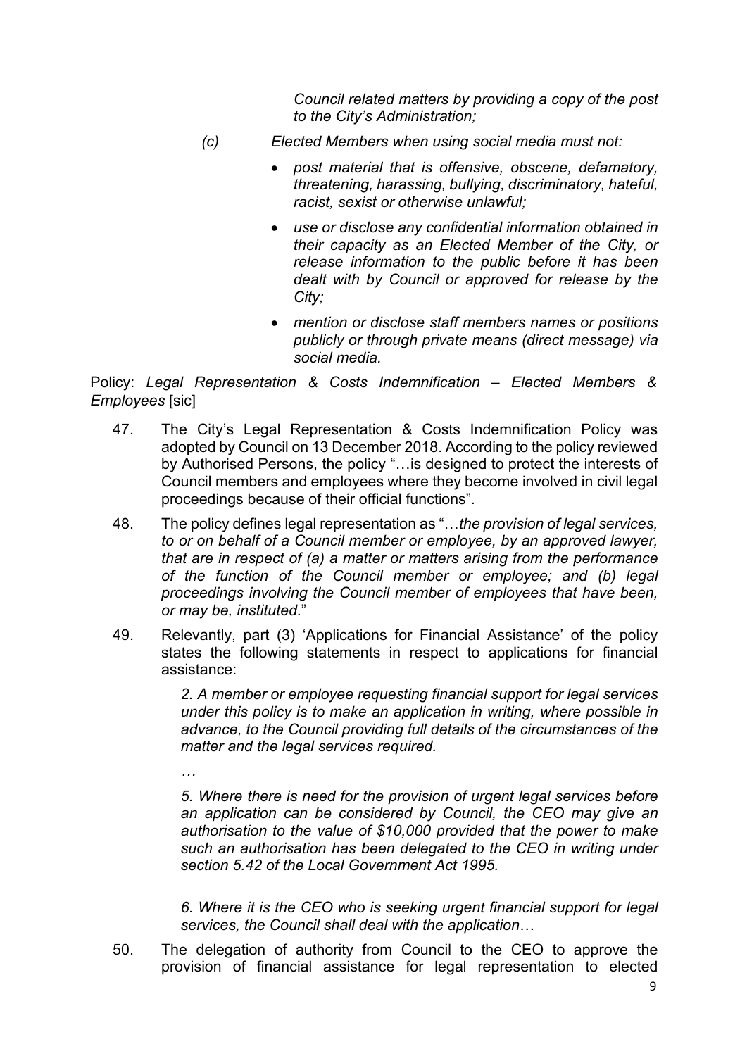*Council related matters by providing a copy of the post to the City's Administration;*

*(c) Elected Members when using social media must not:*

- *post material that is offensive, obscene, defamatory, threatening, harassing, bullying, discriminatory, hateful, racist, sexist or otherwise unlawful;*
- *use or disclose any confidential information obtained in their capacity as an Elected Member of the City, or release information to the public before it has been dealt with by Council or approved for release by the City;*
- *mention or disclose staff members names or positions publicly or through private means (direct message) via social media.*

Policy: *Legal Representation & Costs Indemnification – Elected Members & Employees* [sic]

47. The City's Legal Representation & Costs Indemnification Policy was adopted by Council on 13 December 2018. According to the policy reviewed by Authorised Persons, the policy "…is designed to protect the interests of Council members and employees where they become involved in civil legal proceedings because of their official functions".

48. The policy defines legal representation as "…*the provision of legal services, to or on behalf of a Council member or employee, by an approved lawyer, that are in respect of (a) a matter or matters arising from the performance of the function of the Council member or employee; and (b) legal proceedings involving the Council member of employees that have been, or may be, instituted*."

49. Relevantly, part (3) 'Applications for Financial Assistance' of the policy states the following statements in respect to applications for financial assistance:

    *2. A member or employee requesting financial support for legal services under this policy is to make an application in writing, where possible in advance, to the Council providing full details of the circumstances of the matter and the legal services required.*

    *…*

    *5. Where there is need for the provision of urgent legal services before an application can be considered by Council, the CEO may give an authorisation to the value of $10,000 provided that the power to make such an authorisation has been delegated to the CEO in writing under section 5.42 of the Local Government Act 1995.*

    *6. Where it is the CEO who is seeking urgent financial support for legal services, the Council shall deal with the application…*

50. The delegation of authority from Council to the CEO to approve the provision of financial assistance for legal representation to elected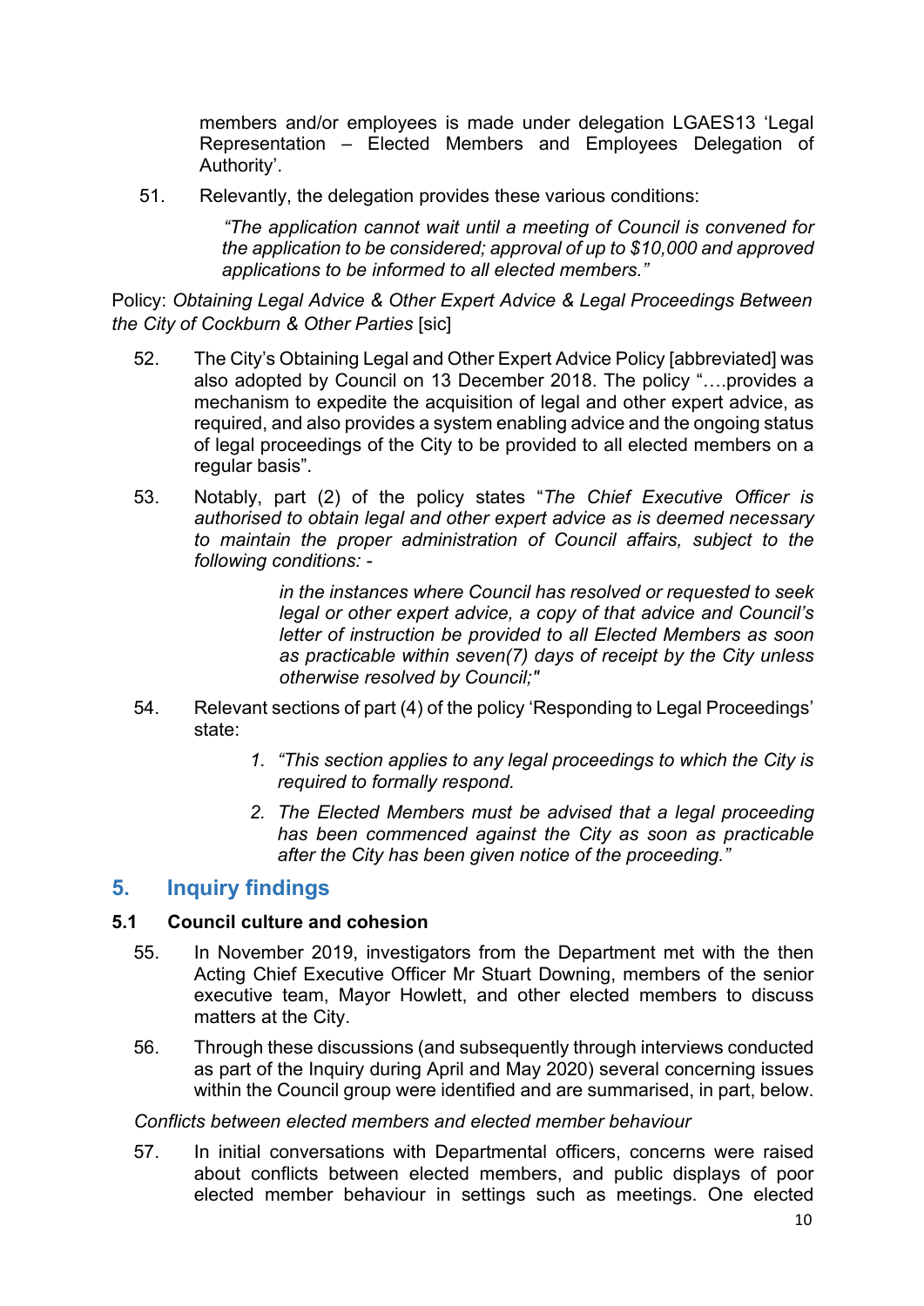members and/or employees is made under delegation LGAES13 'Legal Representation – Elected Members and Employees Delegation of Authority'.

51. Relevantly, the delegation provides these various conditions:

> *"The application cannot wait until a meeting of Council is convened for the application to be considered; approval of up to $10,000 and approved applications to be informed to all elected members."*

Policy: *Obtaining Legal Advice & Other Expert Advice & Legal Proceedings Between the City of Cockburn & Other Parties* [sic]

52. The City's Obtaining Legal and Other Expert Advice Policy [abbreviated] was also adopted by Council on 13 December 2018. The policy "….provides a mechanism to expedite the acquisition of legal and other expert advice, as required, and also provides a system enabling advice and the ongoing status of legal proceedings of the City to be provided to all elected members on a regular basis".

53. Notably, part (2) of the policy states "*The Chief Executive Officer is authorised to obtain legal and other expert advice as is deemed necessary to maintain the proper administration of Council affairs, subject to the following conditions: -*

> *in the instances where Council has resolved or requested to seek legal or other expert advice, a copy of that advice and Council's letter of instruction be provided to all Elected Members as soon as practicable within seven(7) days of receipt by the City unless otherwise resolved by Council;"*

54. Relevant sections of part (4) of the policy 'Responding to Legal Proceedings' state:

> 1. *"This section applies to any legal proceedings to which the City is required to formally respond.*
> 2. *The Elected Members must be advised that a legal proceeding has been commenced against the City as soon as practicable after the City has been given notice of the proceeding."*

## 5. Inquiry findings

### 5.1 Council culture and cohesion

55. In November 2019, investigators from the Department met with the then Acting Chief Executive Officer Mr Stuart Downing, members of the senior executive team, Mayor Howlett, and other elected members to discuss matters at the City.

56. Through these discussions (and subsequently through interviews conducted as part of the Inquiry during April and May 2020) several concerning issues within the Council group were identified and are summarised, in part, below.

*Conflicts between elected members and elected member behaviour*

57. In initial conversations with Departmental officers, concerns were raised about conflicts between elected members, and public displays of poor elected member behaviour in settings such as meetings. One elected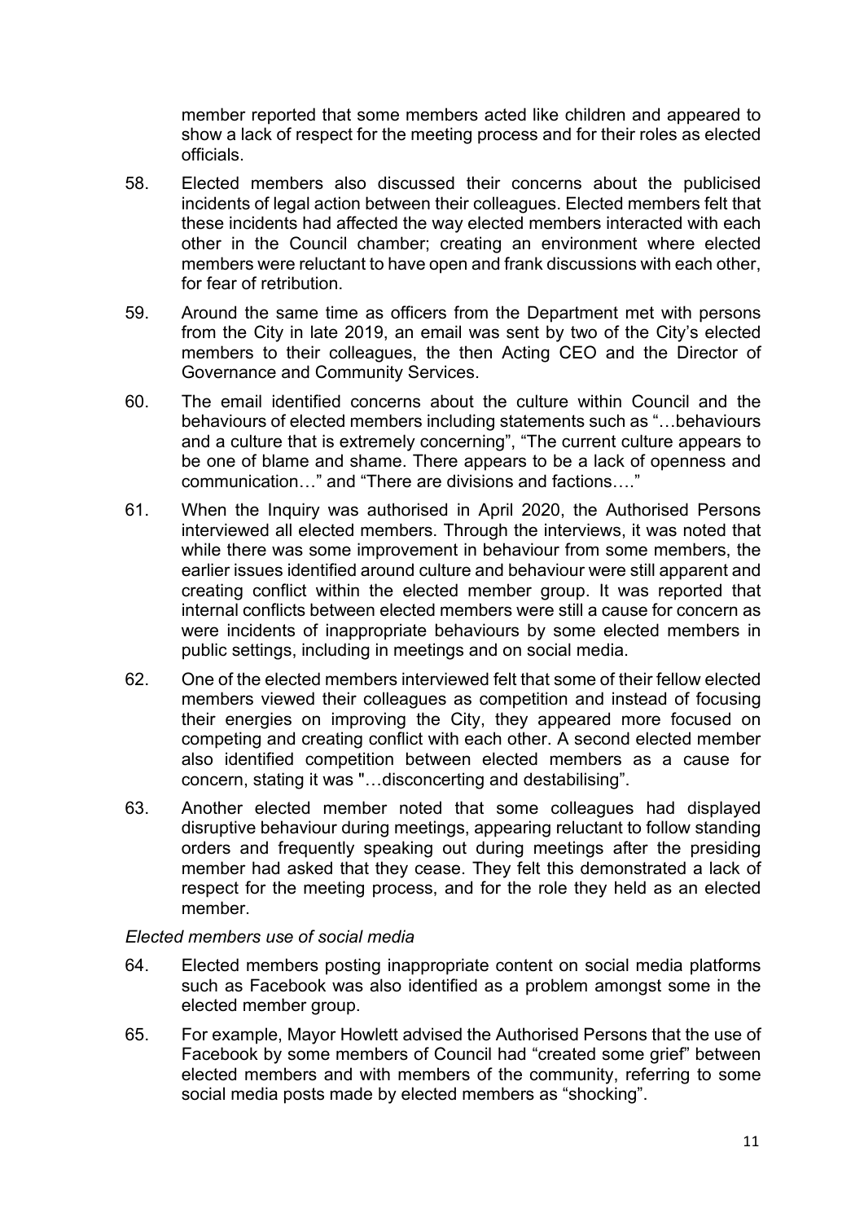member reported that some members acted like children and appeared to show a lack of respect for the meeting process and for their roles as elected officials.

58. Elected members also discussed their concerns about the publicised incidents of legal action between their colleagues. Elected members felt that these incidents had affected the way elected members interacted with each other in the Council chamber; creating an environment where elected members were reluctant to have open and frank discussions with each other, for fear of retribution.

59. Around the same time as officers from the Department met with persons from the City in late 2019, an email was sent by two of the City's elected members to their colleagues, the then Acting CEO and the Director of Governance and Community Services.

60. The email identified concerns about the culture within Council and the behaviours of elected members including statements such as "…behaviours and a culture that is extremely concerning", "The current culture appears to be one of blame and shame. There appears to be a lack of openness and communication…" and "There are divisions and factions…."

61. When the Inquiry was authorised in April 2020, the Authorised Persons interviewed all elected members. Through the interviews, it was noted that while there was some improvement in behaviour from some members, the earlier issues identified around culture and behaviour were still apparent and creating conflict within the elected member group. It was reported that internal conflicts between elected members were still a cause for concern as were incidents of inappropriate behaviours by some elected members in public settings, including in meetings and on social media.

62. One of the elected members interviewed felt that some of their fellow elected members viewed their colleagues as competition and instead of focusing their energies on improving the City, they appeared more focused on competing and creating conflict with each other. A second elected member also identified competition between elected members as a cause for concern, stating it was "…disconcerting and destabilising".

63. Another elected member noted that some colleagues had displayed disruptive behaviour during meetings, appearing reluctant to follow standing orders and frequently speaking out during meetings after the presiding member had asked that they cease. They felt this demonstrated a lack of respect for the meeting process, and for the role they held as an elected member.

*Elected members use of social media*

64. Elected members posting inappropriate content on social media platforms such as Facebook was also identified as a problem amongst some in the elected member group.

65. For example, Mayor Howlett advised the Authorised Persons that the use of Facebook by some members of Council had "created some grief" between elected members and with members of the community, referring to some social media posts made by elected members as "shocking".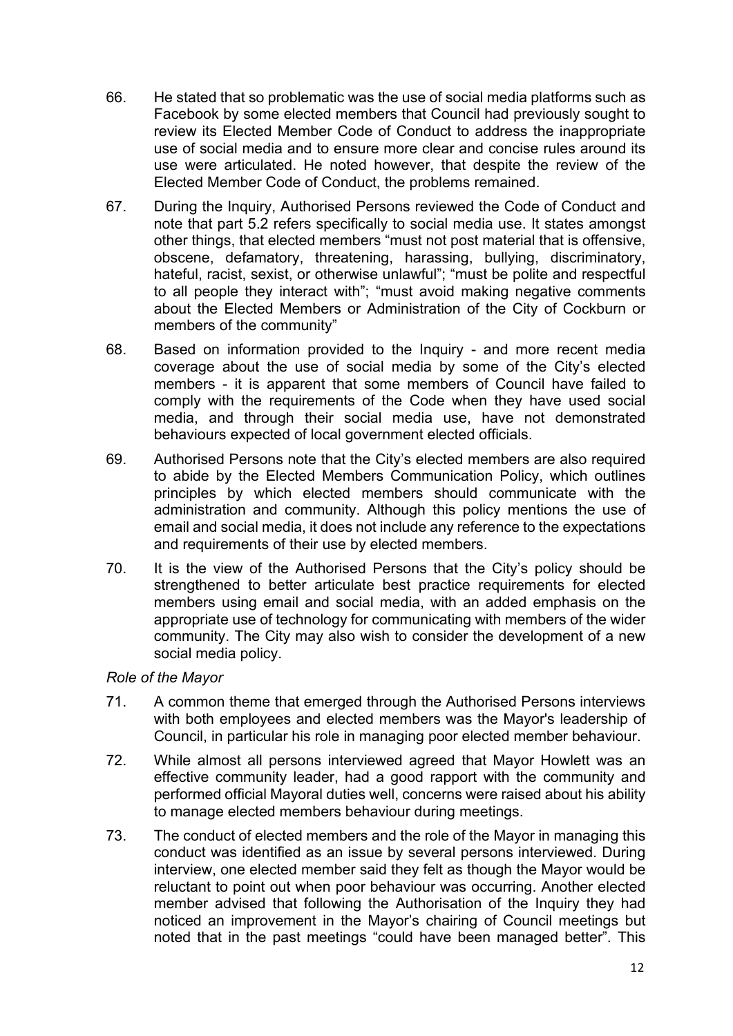66. He stated that so problematic was the use of social media platforms such as Facebook by some elected members that Council had previously sought to review its Elected Member Code of Conduct to address the inappropriate use of social media and to ensure more clear and concise rules around its use were articulated. He noted however, that despite the review of the Elected Member Code of Conduct, the problems remained.

67. During the Inquiry, Authorised Persons reviewed the Code of Conduct and note that part 5.2 refers specifically to social media use. It states amongst other things, that elected members "must not post material that is offensive, obscene, defamatory, threatening, harassing, bullying, discriminatory, hateful, racist, sexist, or otherwise unlawful"; "must be polite and respectful to all people they interact with"; "must avoid making negative comments about the Elected Members or Administration of the City of Cockburn or members of the community"

68. Based on information provided to the Inquiry - and more recent media coverage about the use of social media by some of the City's elected members - it is apparent that some members of Council have failed to comply with the requirements of the Code when they have used social media, and through their social media use, have not demonstrated behaviours expected of local government elected officials.

69. Authorised Persons note that the City's elected members are also required to abide by the Elected Members Communication Policy, which outlines principles by which elected members should communicate with the administration and community. Although this policy mentions the use of email and social media, it does not include any reference to the expectations and requirements of their use by elected members.

70. It is the view of the Authorised Persons that the City's policy should be strengthened to better articulate best practice requirements for elected members using email and social media, with an added emphasis on the appropriate use of technology for communicating with members of the wider community. The City may also wish to consider the development of a new social media policy.

*Role of the Mayor*

71. A common theme that emerged through the Authorised Persons interviews with both employees and elected members was the Mayor's leadership of Council, in particular his role in managing poor elected member behaviour.

72. While almost all persons interviewed agreed that Mayor Howlett was an effective community leader, had a good rapport with the community and performed official Mayoral duties well, concerns were raised about his ability to manage elected members behaviour during meetings.

73. The conduct of elected members and the role of the Mayor in managing this conduct was identified as an issue by several persons interviewed. During interview, one elected member said they felt as though the Mayor would be reluctant to point out when poor behaviour was occurring. Another elected member advised that following the Authorisation of the Inquiry they had noticed an improvement in the Mayor's chairing of Council meetings but noted that in the past meetings "could have been managed better". This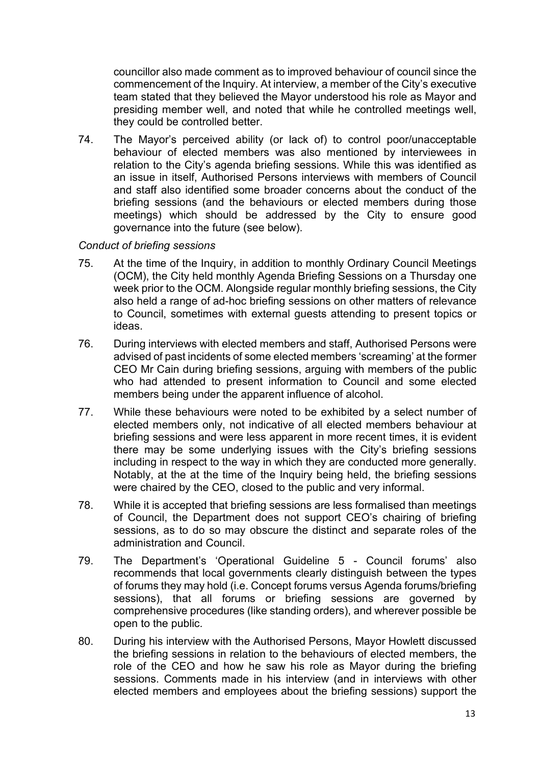councillor also made comment as to improved behaviour of council since the commencement of the Inquiry. At interview, a member of the City's executive team stated that they believed the Mayor understood his role as Mayor and presiding member well, and noted that while he controlled meetings well, they could be controlled better.

74. The Mayor's perceived ability (or lack of) to control poor/unacceptable behaviour of elected members was also mentioned by interviewees in relation to the City's agenda briefing sessions. While this was identified as an issue in itself, Authorised Persons interviews with members of Council and staff also identified some broader concerns about the conduct of the briefing sessions (and the behaviours or elected members during those meetings) which should be addressed by the City to ensure good governance into the future (see below).

*Conduct of briefing sessions*

75. At the time of the Inquiry, in addition to monthly Ordinary Council Meetings (OCM), the City held monthly Agenda Briefing Sessions on a Thursday one week prior to the OCM. Alongside regular monthly briefing sessions, the City also held a range of ad-hoc briefing sessions on other matters of relevance to Council, sometimes with external guests attending to present topics or ideas.

76. During interviews with elected members and staff, Authorised Persons were advised of past incidents of some elected members 'screaming' at the former CEO Mr Cain during briefing sessions, arguing with members of the public who had attended to present information to Council and some elected members being under the apparent influence of alcohol.

77. While these behaviours were noted to be exhibited by a select number of elected members only, not indicative of all elected members behaviour at briefing sessions and were less apparent in more recent times, it is evident there may be some underlying issues with the City's briefing sessions including in respect to the way in which they are conducted more generally. Notably, at the at the time of the Inquiry being held, the briefing sessions were chaired by the CEO, closed to the public and very informal.

78. While it is accepted that briefing sessions are less formalised than meetings of Council, the Department does not support CEO's chairing of briefing sessions, as to do so may obscure the distinct and separate roles of the administration and Council.

79. The Department's 'Operational Guideline 5 - Council forums' also recommends that local governments clearly distinguish between the types of forums they may hold (i.e. Concept forums versus Agenda forums/briefing sessions), that all forums or briefing sessions are governed by comprehensive procedures (like standing orders), and wherever possible be open to the public.

80. During his interview with the Authorised Persons, Mayor Howlett discussed the briefing sessions in relation to the behaviours of elected members, the role of the CEO and how he saw his role as Mayor during the briefing sessions. Comments made in his interview (and in interviews with other elected members and employees about the briefing sessions) support the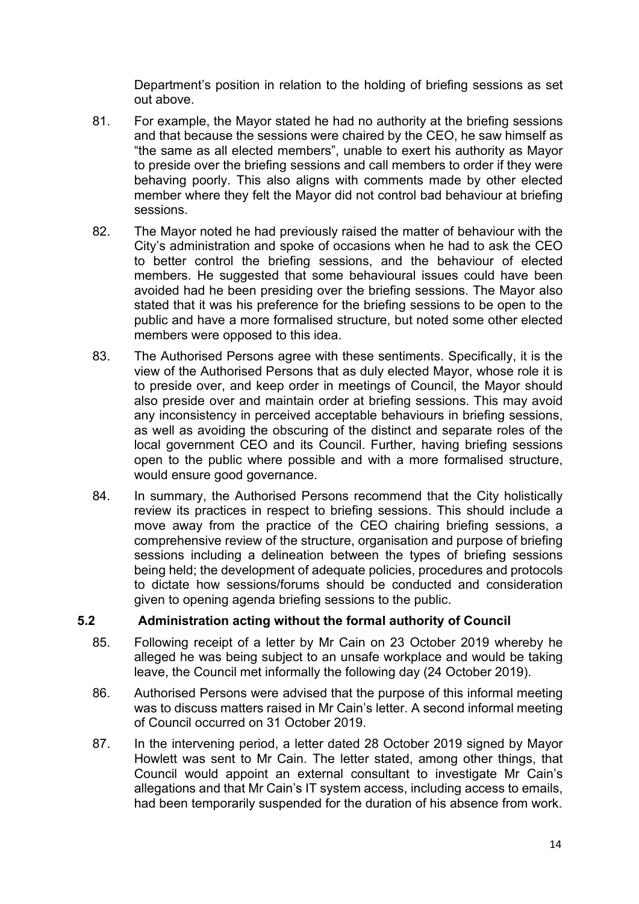Department's position in relation to the holding of briefing sessions as set out above.

81. For example, the Mayor stated he had no authority at the briefing sessions and that because the sessions were chaired by the CEO, he saw himself as "the same as all elected members", unable to exert his authority as Mayor to preside over the briefing sessions and call members to order if they were behaving poorly. This also aligns with comments made by other elected member where they felt the Mayor did not control bad behaviour at briefing sessions.

82. The Mayor noted he had previously raised the matter of behaviour with the City's administration and spoke of occasions when he had to ask the CEO to better control the briefing sessions, and the behaviour of elected members. He suggested that some behavioural issues could have been avoided had he been presiding over the briefing sessions. The Mayor also stated that it was his preference for the briefing sessions to be open to the public and have a more formalised structure, but noted some other elected members were opposed to this idea.

83. The Authorised Persons agree with these sentiments. Specifically, it is the view of the Authorised Persons that as duly elected Mayor, whose role it is to preside over, and keep order in meetings of Council, the Mayor should also preside over and maintain order at briefing sessions. This may avoid any inconsistency in perceived acceptable behaviours in briefing sessions, as well as avoiding the obscuring of the distinct and separate roles of the local government CEO and its Council. Further, having briefing sessions open to the public where possible and with a more formalised structure, would ensure good governance.

84. In summary, the Authorised Persons recommend that the City holistically review its practices in respect to briefing sessions. This should include a move away from the practice of the CEO chairing briefing sessions, a comprehensive review of the structure, organisation and purpose of briefing sessions including a delineation between the types of briefing sessions being held; the development of adequate policies, procedures and protocols to dictate how sessions/forums should be conducted and consideration given to opening agenda briefing sessions to the public.

## 5.2 Administration acting without the formal authority of Council

85. Following receipt of a letter by Mr Cain on 23 October 2019 whereby he alleged he was being subject to an unsafe workplace and would be taking leave, the Council met informally the following day (24 October 2019).

86. Authorised Persons were advised that the purpose of this informal meeting was to discuss matters raised in Mr Cain's letter. A second informal meeting of Council occurred on 31 October 2019.

87. In the intervening period, a letter dated 28 October 2019 signed by Mayor Howlett was sent to Mr Cain. The letter stated, among other things, that Council would appoint an external consultant to investigate Mr Cain's allegations and that Mr Cain's IT system access, including access to emails, had been temporarily suspended for the duration of his absence from work.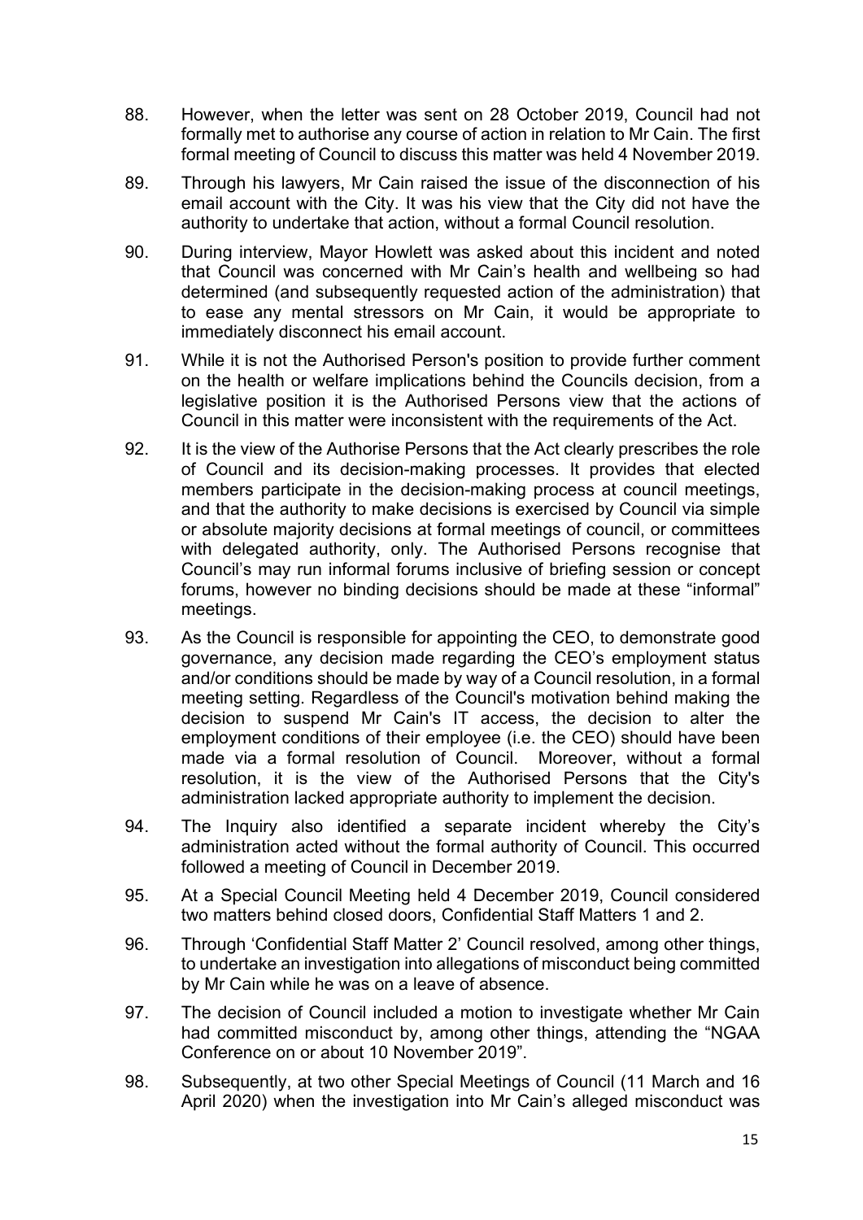88. However, when the letter was sent on 28 October 2019, Council had not formally met to authorise any course of action in relation to Mr Cain. The first formal meeting of Council to discuss this matter was held 4 November 2019.

89. Through his lawyers, Mr Cain raised the issue of the disconnection of his email account with the City. It was his view that the City did not have the authority to undertake that action, without a formal Council resolution.

90. During interview, Mayor Howlett was asked about this incident and noted that Council was concerned with Mr Cain's health and wellbeing so had determined (and subsequently requested action of the administration) that to ease any mental stressors on Mr Cain, it would be appropriate to immediately disconnect his email account.

91. While it is not the Authorised Person's position to provide further comment on the health or welfare implications behind the Councils decision, from a legislative position it is the Authorised Persons view that the actions of Council in this matter were inconsistent with the requirements of the Act.

92. It is the view of the Authorise Persons that the Act clearly prescribes the role of Council and its decision-making processes. It provides that elected members participate in the decision-making process at council meetings, and that the authority to make decisions is exercised by Council via simple or absolute majority decisions at formal meetings of council, or committees with delegated authority, only. The Authorised Persons recognise that Council's may run informal forums inclusive of briefing session or concept forums, however no binding decisions should be made at these "informal" meetings.

93. As the Council is responsible for appointing the CEO, to demonstrate good governance, any decision made regarding the CEO's employment status and/or conditions should be made by way of a Council resolution, in a formal meeting setting. Regardless of the Council's motivation behind making the decision to suspend Mr Cain's IT access, the decision to alter the employment conditions of their employee (i.e. the CEO) should have been made via a formal resolution of Council. Moreover, without a formal resolution, it is the view of the Authorised Persons that the City's administration lacked appropriate authority to implement the decision.

94. The Inquiry also identified a separate incident whereby the City's administration acted without the formal authority of Council. This occurred followed a meeting of Council in December 2019.

95. At a Special Council Meeting held 4 December 2019, Council considered two matters behind closed doors, Confidential Staff Matters 1 and 2.

96. Through 'Confidential Staff Matter 2' Council resolved, among other things, to undertake an investigation into allegations of misconduct being committed by Mr Cain while he was on a leave of absence.

97. The decision of Council included a motion to investigate whether Mr Cain had committed misconduct by, among other things, attending the "NGAA Conference on or about 10 November 2019".

98. Subsequently, at two other Special Meetings of Council (11 March and 16 April 2020) when the investigation into Mr Cain's alleged misconduct was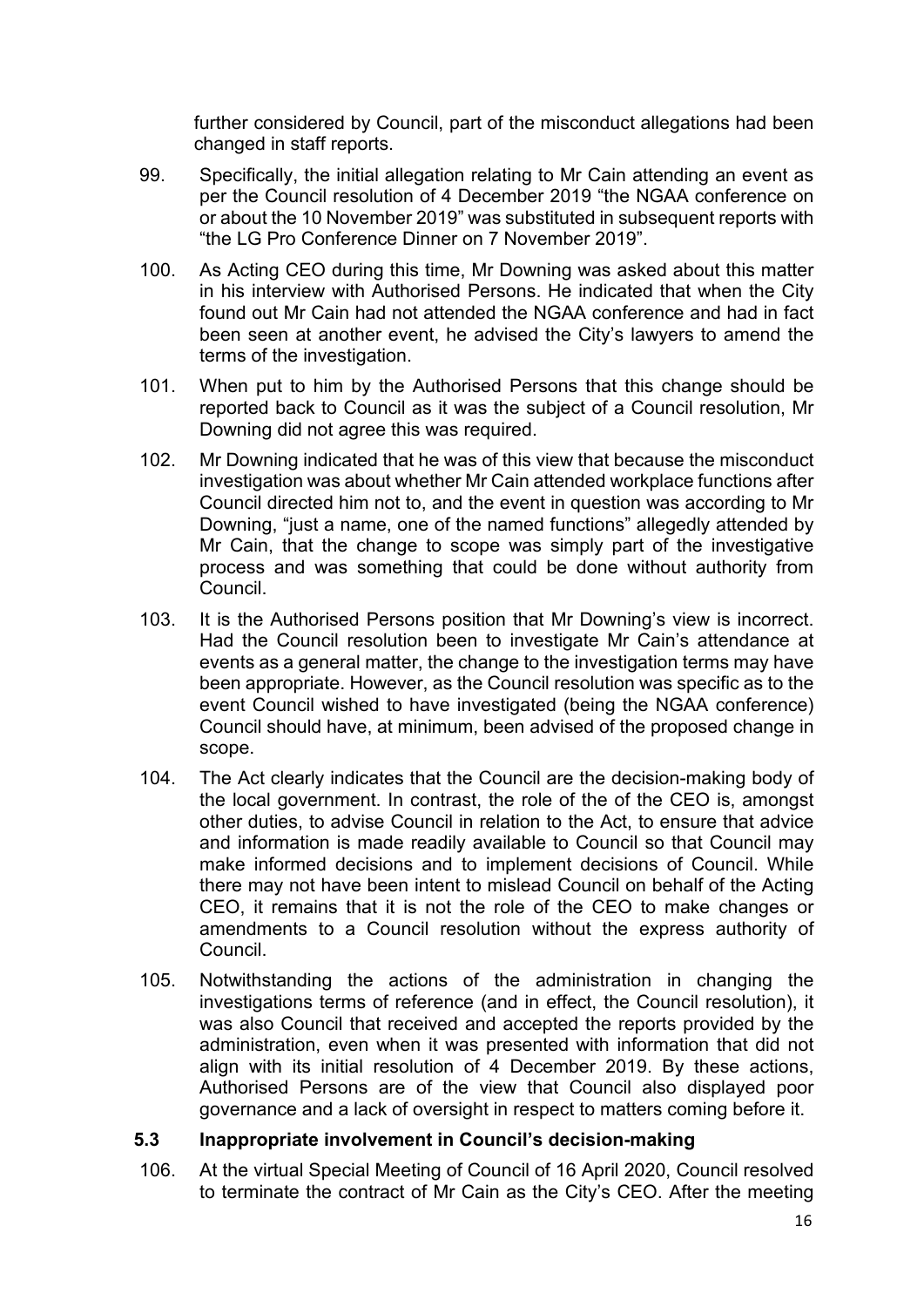further considered by Council, part of the misconduct allegations had been changed in staff reports.

99. Specifically, the initial allegation relating to Mr Cain attending an event as per the Council resolution of 4 December 2019 "the NGAA conference on or about the 10 November 2019" was substituted in subsequent reports with "the LG Pro Conference Dinner on 7 November 2019".

100. As Acting CEO during this time, Mr Downing was asked about this matter in his interview with Authorised Persons. He indicated that when the City found out Mr Cain had not attended the NGAA conference and had in fact been seen at another event, he advised the City's lawyers to amend the terms of the investigation.

101. When put to him by the Authorised Persons that this change should be reported back to Council as it was the subject of a Council resolution, Mr Downing did not agree this was required.

102. Mr Downing indicated that he was of this view that because the misconduct investigation was about whether Mr Cain attended workplace functions after Council directed him not to, and the event in question was according to Mr Downing, "just a name, one of the named functions" allegedly attended by Mr Cain, that the change to scope was simply part of the investigative process and was something that could be done without authority from Council.

103. It is the Authorised Persons position that Mr Downing's view is incorrect. Had the Council resolution been to investigate Mr Cain's attendance at events as a general matter, the change to the investigation terms may have been appropriate. However, as the Council resolution was specific as to the event Council wished to have investigated (being the NGAA conference) Council should have, at minimum, been advised of the proposed change in scope.

104. The Act clearly indicates that the Council are the decision-making body of the local government. In contrast, the role of the of the CEO is, amongst other duties, to advise Council in relation to the Act, to ensure that advice and information is made readily available to Council so that Council may make informed decisions and to implement decisions of Council. While there may not have been intent to mislead Council on behalf of the Acting CEO, it remains that it is not the role of the CEO to make changes or amendments to a Council resolution without the express authority of Council.

105. Notwithstanding the actions of the administration in changing the investigations terms of reference (and in effect, the Council resolution), it was also Council that received and accepted the reports provided by the administration, even when it was presented with information that did not align with its initial resolution of 4 December 2019. By these actions, Authorised Persons are of the view that Council also displayed poor governance and a lack of oversight in respect to matters coming before it.

### 5.3 Inappropriate involvement in Council's decision-making

106. At the virtual Special Meeting of Council of 16 April 2020, Council resolved to terminate the contract of Mr Cain as the City's CEO. After the meeting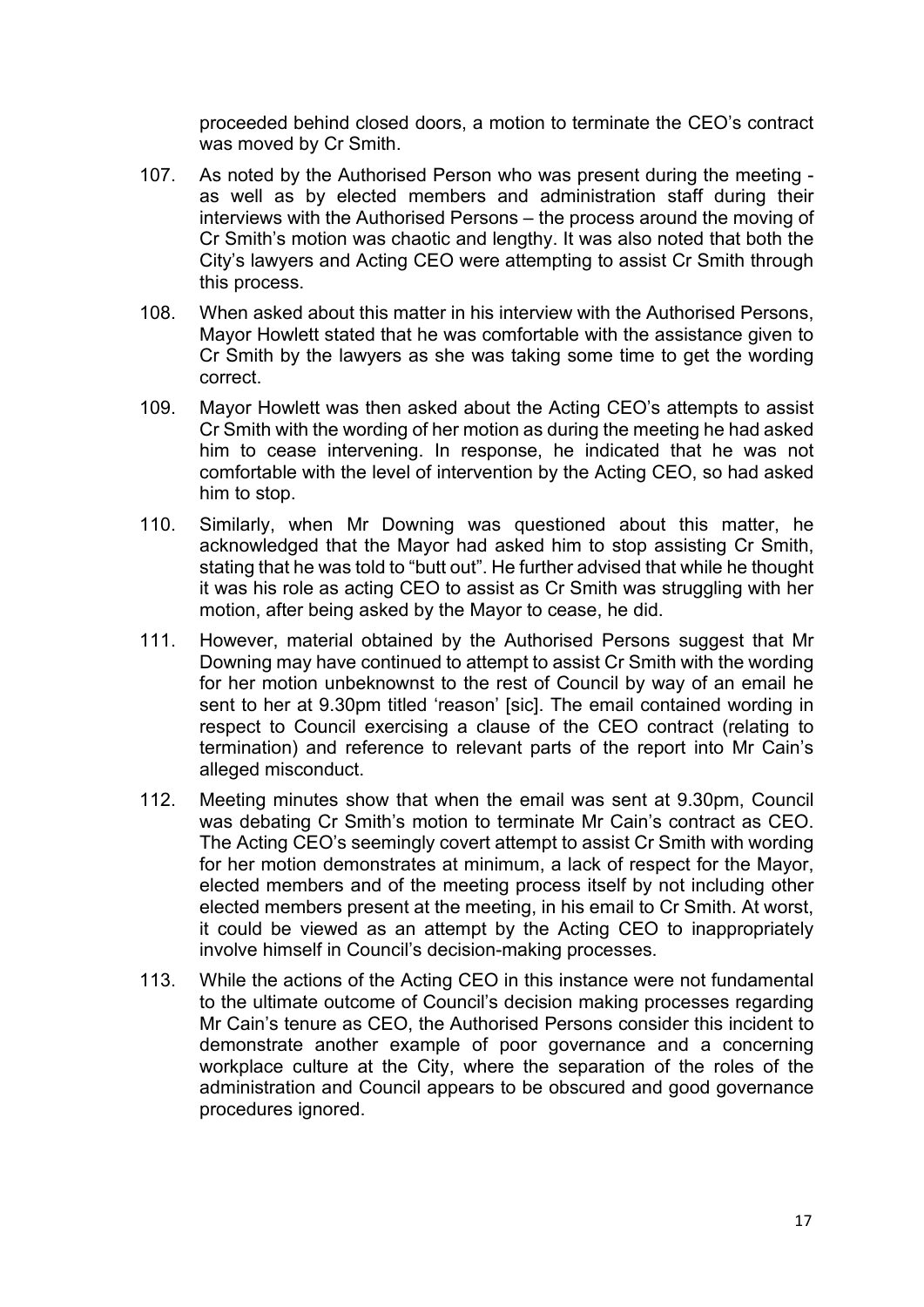proceeded behind closed doors, a motion to terminate the CEO's contract was moved by Cr Smith.

107. As noted by the Authorised Person who was present during the meeting - as well as by elected members and administration staff during their interviews with the Authorised Persons – the process around the moving of Cr Smith's motion was chaotic and lengthy. It was also noted that both the City's lawyers and Acting CEO were attempting to assist Cr Smith through this process.

108. When asked about this matter in his interview with the Authorised Persons, Mayor Howlett stated that he was comfortable with the assistance given to Cr Smith by the lawyers as she was taking some time to get the wording correct.

109. Mayor Howlett was then asked about the Acting CEO's attempts to assist Cr Smith with the wording of her motion as during the meeting he had asked him to cease intervening. In response, he indicated that he was not comfortable with the level of intervention by the Acting CEO, so had asked him to stop.

110. Similarly, when Mr Downing was questioned about this matter, he acknowledged that the Mayor had asked him to stop assisting Cr Smith, stating that he was told to "butt out". He further advised that while he thought it was his role as acting CEO to assist as Cr Smith was struggling with her motion, after being asked by the Mayor to cease, he did.

111. However, material obtained by the Authorised Persons suggest that Mr Downing may have continued to attempt to assist Cr Smith with the wording for her motion unbeknownst to the rest of Council by way of an email he sent to her at 9.30pm titled 'reason' [sic]. The email contained wording in respect to Council exercising a clause of the CEO contract (relating to termination) and reference to relevant parts of the report into Mr Cain's alleged misconduct.

112. Meeting minutes show that when the email was sent at 9.30pm, Council was debating Cr Smith's motion to terminate Mr Cain's contract as CEO. The Acting CEO's seemingly covert attempt to assist Cr Smith with wording for her motion demonstrates at minimum, a lack of respect for the Mayor, elected members and of the meeting process itself by not including other elected members present at the meeting, in his email to Cr Smith. At worst, it could be viewed as an attempt by the Acting CEO to inappropriately involve himself in Council's decision-making processes.

113. While the actions of the Acting CEO in this instance were not fundamental to the ultimate outcome of Council's decision making processes regarding Mr Cain's tenure as CEO, the Authorised Persons consider this incident to demonstrate another example of poor governance and a concerning workplace culture at the City, where the separation of the roles of the administration and Council appears to be obscured and good governance procedures ignored.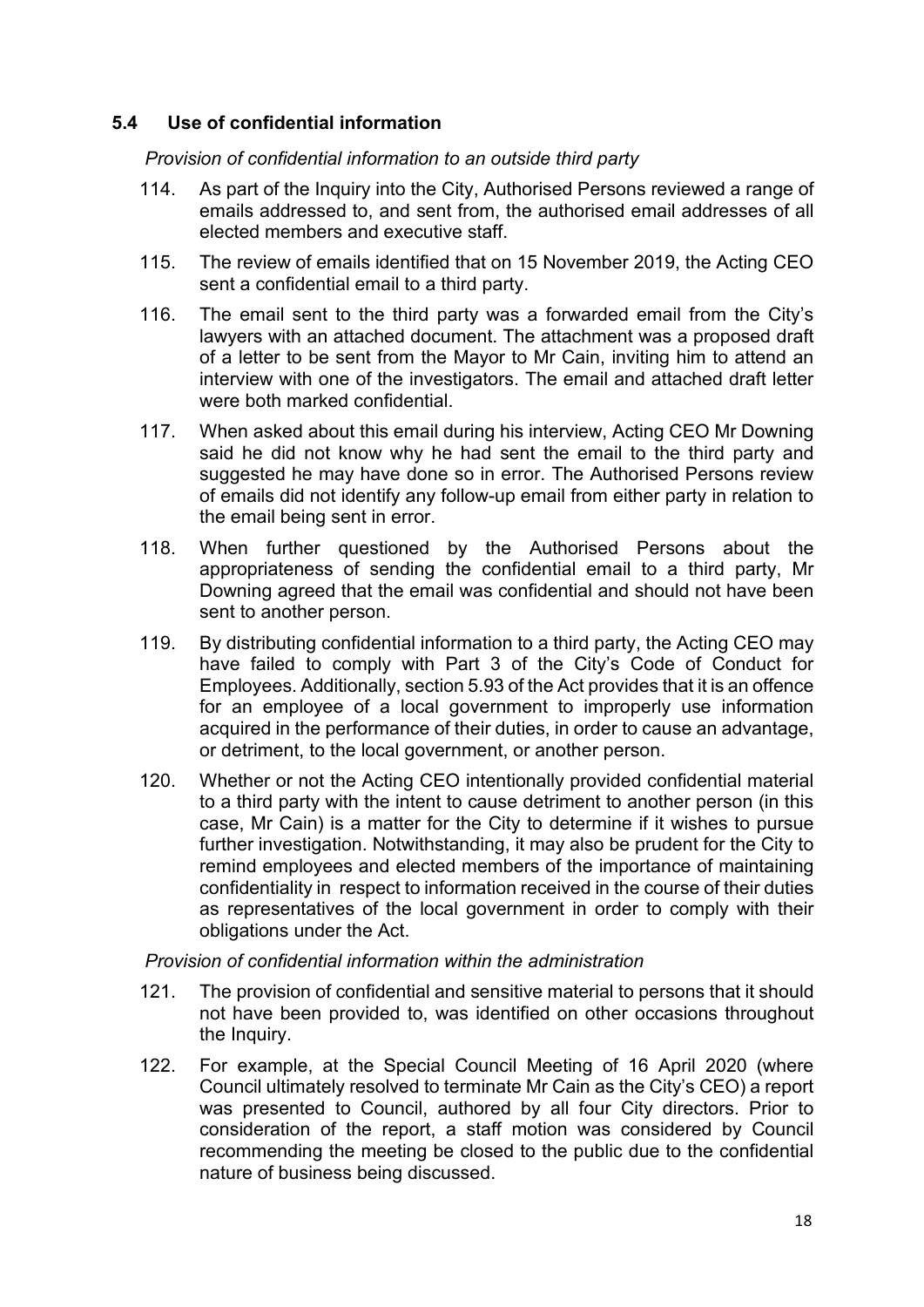### 5.4 Use of confidential information

*Provision of confidential information to an outside third party*

114. As part of the Inquiry into the City, Authorised Persons reviewed a range of emails addressed to, and sent from, the authorised email addresses of all elected members and executive staff.

115. The review of emails identified that on 15 November 2019, the Acting CEO sent a confidential email to a third party.

116. The email sent to the third party was a forwarded email from the City's lawyers with an attached document. The attachment was a proposed draft of a letter to be sent from the Mayor to Mr Cain, inviting him to attend an interview with one of the investigators. The email and attached draft letter were both marked confidential.

117. When asked about this email during his interview, Acting CEO Mr Downing said he did not know why he had sent the email to the third party and suggested he may have done so in error. The Authorised Persons review of emails did not identify any follow-up email from either party in relation to the email being sent in error.

118. When further questioned by the Authorised Persons about the appropriateness of sending the confidential email to a third party, Mr Downing agreed that the email was confidential and should not have been sent to another person.

119. By distributing confidential information to a third party, the Acting CEO may have failed to comply with Part 3 of the City's Code of Conduct for Employees. Additionally, section 5.93 of the Act provides that it is an offence for an employee of a local government to improperly use information acquired in the performance of their duties, in order to cause an advantage, or detriment, to the local government, or another person.

120. Whether or not the Acting CEO intentionally provided confidential material to a third party with the intent to cause detriment to another person (in this case, Mr Cain) is a matter for the City to determine if it wishes to pursue further investigation. Notwithstanding, it may also be prudent for the City to remind employees and elected members of the importance of maintaining confidentiality in respect to information received in the course of their duties as representatives of the local government in order to comply with their obligations under the Act.

*Provision of confidential information within the administration*

121. The provision of confidential and sensitive material to persons that it should not have been provided to, was identified on other occasions throughout the Inquiry.

122. For example, at the Special Council Meeting of 16 April 2020 (where Council ultimately resolved to terminate Mr Cain as the City's CEO) a report was presented to Council, authored by all four City directors. Prior to consideration of the report, a staff motion was considered by Council recommending the meeting be closed to the public due to the confidential nature of business being discussed.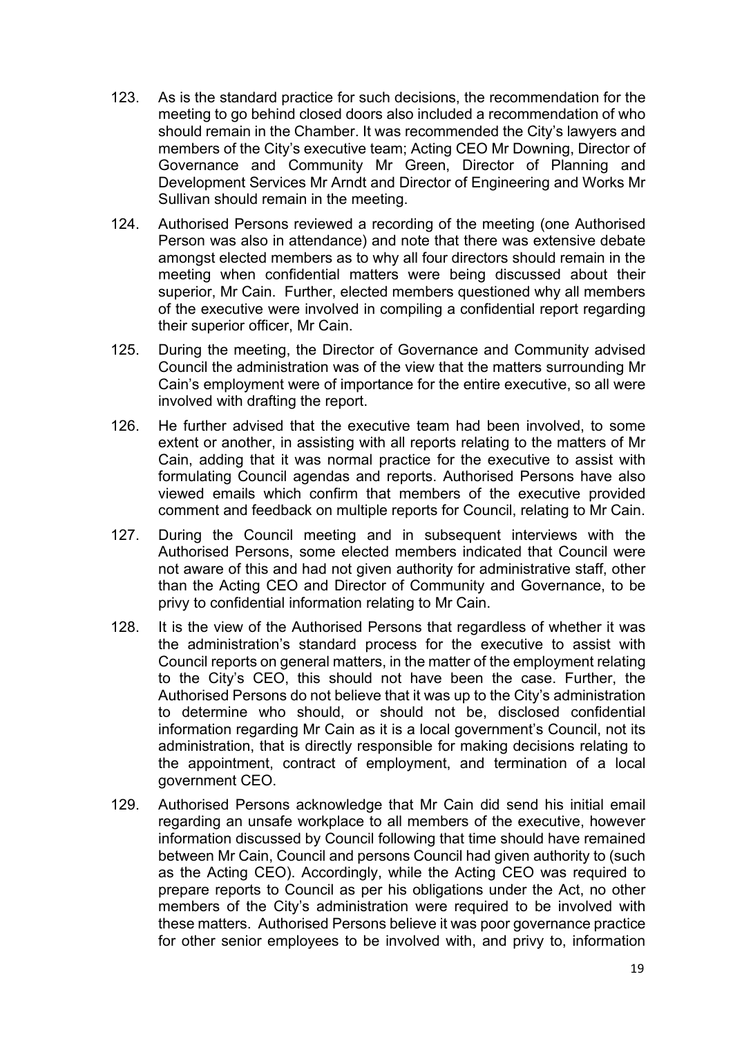123. As is the standard practice for such decisions, the recommendation for the meeting to go behind closed doors also included a recommendation of who should remain in the Chamber. It was recommended the City's lawyers and members of the City's executive team; Acting CEO Mr Downing, Director of Governance and Community Mr Green, Director of Planning and Development Services Mr Arndt and Director of Engineering and Works Mr Sullivan should remain in the meeting.

124. Authorised Persons reviewed a recording of the meeting (one Authorised Person was also in attendance) and note that there was extensive debate amongst elected members as to why all four directors should remain in the meeting when confidential matters were being discussed about their superior, Mr Cain. Further, elected members questioned why all members of the executive were involved in compiling a confidential report regarding their superior officer, Mr Cain.

125. During the meeting, the Director of Governance and Community advised Council the administration was of the view that the matters surrounding Mr Cain's employment were of importance for the entire executive, so all were involved with drafting the report.

126. He further advised that the executive team had been involved, to some extent or another, in assisting with all reports relating to the matters of Mr Cain, adding that it was normal practice for the executive to assist with formulating Council agendas and reports. Authorised Persons have also viewed emails which confirm that members of the executive provided comment and feedback on multiple reports for Council, relating to Mr Cain.

127. During the Council meeting and in subsequent interviews with the Authorised Persons, some elected members indicated that Council were not aware of this and had not given authority for administrative staff, other than the Acting CEO and Director of Community and Governance, to be privy to confidential information relating to Mr Cain.

128. It is the view of the Authorised Persons that regardless of whether it was the administration's standard process for the executive to assist with Council reports on general matters, in the matter of the employment relating to the City's CEO, this should not have been the case. Further, the Authorised Persons do not believe that it was up to the City's administration to determine who should, or should not be, disclosed confidential information regarding Mr Cain as it is a local government's Council, not its administration, that is directly responsible for making decisions relating to the appointment, contract of employment, and termination of a local government CEO.

129. Authorised Persons acknowledge that Mr Cain did send his initial email regarding an unsafe workplace to all members of the executive, however information discussed by Council following that time should have remained between Mr Cain, Council and persons Council had given authority to (such as the Acting CEO). Accordingly, while the Acting CEO was required to prepare reports to Council as per his obligations under the Act, no other members of the City's administration were required to be involved with these matters. Authorised Persons believe it was poor governance practice for other senior employees to be involved with, and privy to, information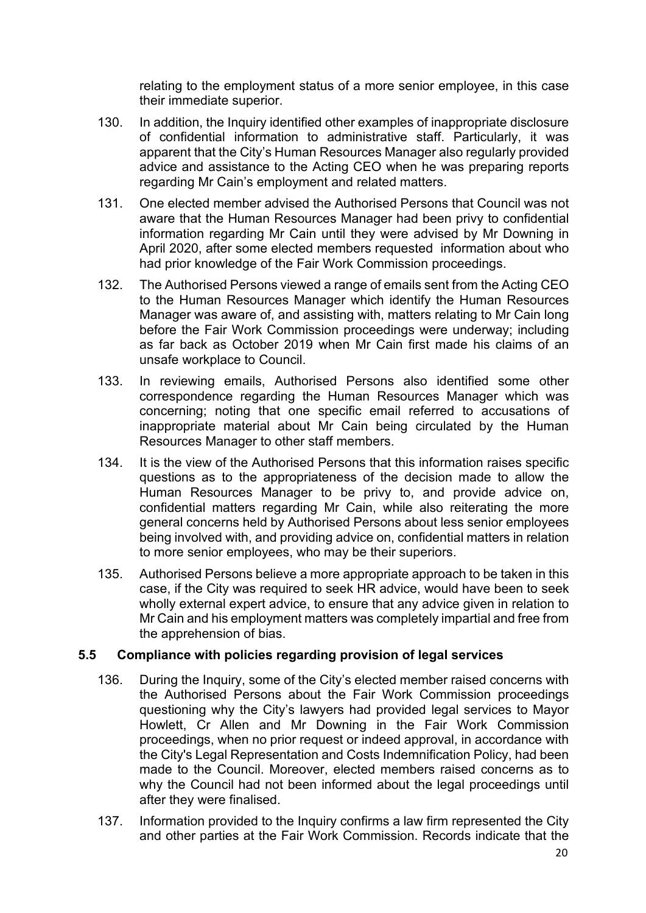relating to the employment status of a more senior employee, in this case their immediate superior.

130. In addition, the Inquiry identified other examples of inappropriate disclosure of confidential information to administrative staff. Particularly, it was apparent that the City's Human Resources Manager also regularly provided advice and assistance to the Acting CEO when he was preparing reports regarding Mr Cain's employment and related matters.

131. One elected member advised the Authorised Persons that Council was not aware that the Human Resources Manager had been privy to confidential information regarding Mr Cain until they were advised by Mr Downing in April 2020, after some elected members requested information about who had prior knowledge of the Fair Work Commission proceedings.

132. The Authorised Persons viewed a range of emails sent from the Acting CEO to the Human Resources Manager which identify the Human Resources Manager was aware of, and assisting with, matters relating to Mr Cain long before the Fair Work Commission proceedings were underway; including as far back as October 2019 when Mr Cain first made his claims of an unsafe workplace to Council.

133. In reviewing emails, Authorised Persons also identified some other correspondence regarding the Human Resources Manager which was concerning; noting that one specific email referred to accusations of inappropriate material about Mr Cain being circulated by the Human Resources Manager to other staff members.

134. It is the view of the Authorised Persons that this information raises specific questions as to the appropriateness of the decision made to allow the Human Resources Manager to be privy to, and provide advice on, confidential matters regarding Mr Cain, while also reiterating the more general concerns held by Authorised Persons about less senior employees being involved with, and providing advice on, confidential matters in relation to more senior employees, who may be their superiors.

135. Authorised Persons believe a more appropriate approach to be taken in this case, if the City was required to seek HR advice, would have been to seek wholly external expert advice, to ensure that any advice given in relation to Mr Cain and his employment matters was completely impartial and free from the apprehension of bias.

## 5.5 Compliance with policies regarding provision of legal services

136. During the Inquiry, some of the City's elected member raised concerns with the Authorised Persons about the Fair Work Commission proceedings questioning why the City's lawyers had provided legal services to Mayor Howlett, Cr Allen and Mr Downing in the Fair Work Commission proceedings, when no prior request or indeed approval, in accordance with the City's Legal Representation and Costs Indemnification Policy, had been made to the Council. Moreover, elected members raised concerns as to why the Council had not been informed about the legal proceedings until after they were finalised.

137. Information provided to the Inquiry confirms a law firm represented the City and other parties at the Fair Work Commission. Records indicate that the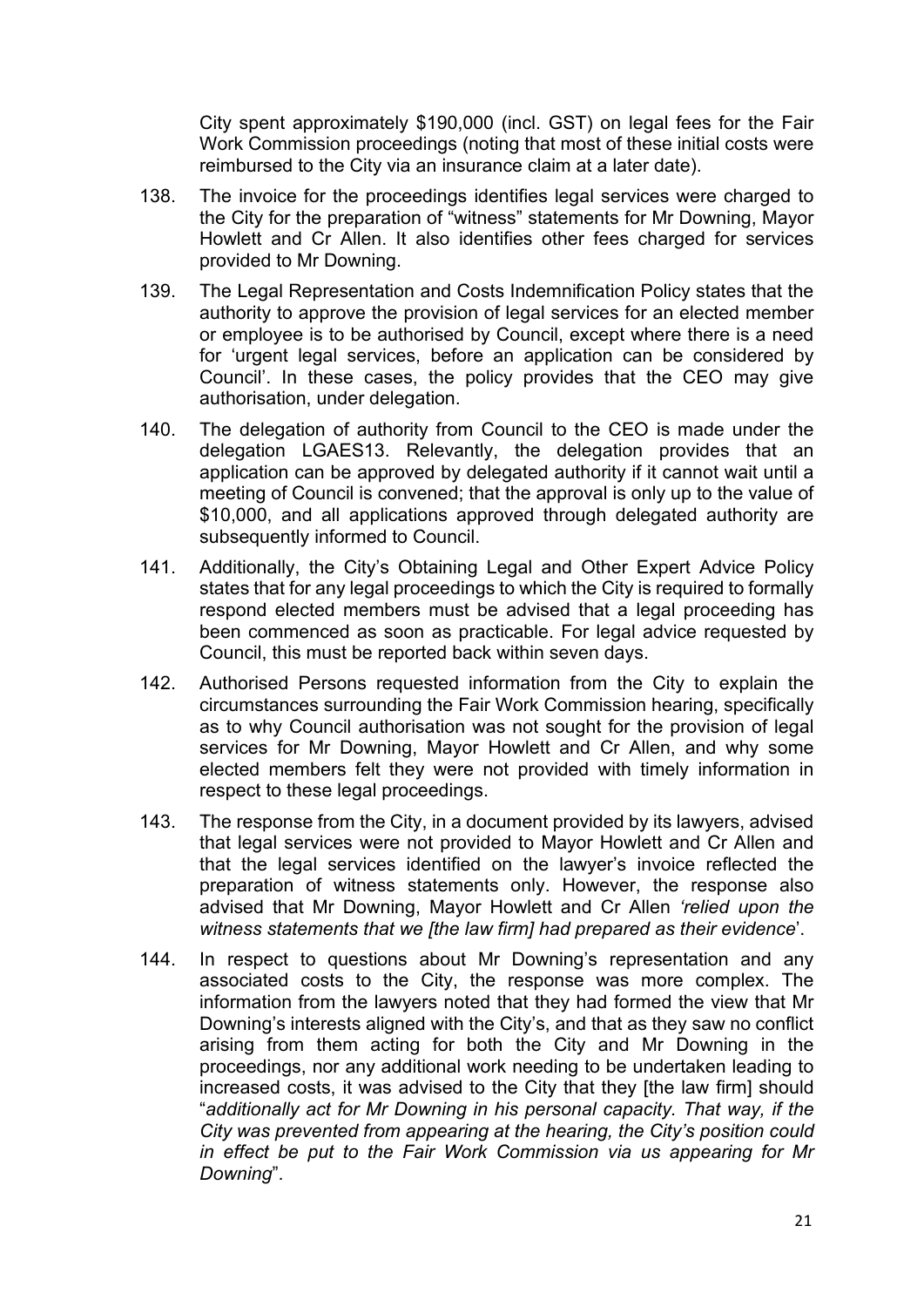City spent approximately $190,000 (incl. GST) on legal fees for the Fair Work Commission proceedings (noting that most of these initial costs were reimbursed to the City via an insurance claim at a later date).

138. The invoice for the proceedings identifies legal services were charged to the City for the preparation of "witness" statements for Mr Downing, Mayor Howlett and Cr Allen. It also identifies other fees charged for services provided to Mr Downing.

139. The Legal Representation and Costs Indemnification Policy states that the authority to approve the provision of legal services for an elected member or employee is to be authorised by Council, except where there is a need for 'urgent legal services, before an application can be considered by Council'. In these cases, the policy provides that the CEO may give authorisation, under delegation.

140. The delegation of authority from Council to the CEO is made under the delegation LGAES13. Relevantly, the delegation provides that an application can be approved by delegated authority if it cannot wait until a meeting of Council is convened; that the approval is only up to the value of $10,000, and all applications approved through delegated authority are subsequently informed to Council.

141. Additionally, the City's Obtaining Legal and Other Expert Advice Policy states that for any legal proceedings to which the City is required to formally respond elected members must be advised that a legal proceeding has been commenced as soon as practicable. For legal advice requested by Council, this must be reported back within seven days.

142. Authorised Persons requested information from the City to explain the circumstances surrounding the Fair Work Commission hearing, specifically as to why Council authorisation was not sought for the provision of legal services for Mr Downing, Mayor Howlett and Cr Allen, and why some elected members felt they were not provided with timely information in respect to these legal proceedings.

143. The response from the City, in a document provided by its lawyers, advised that legal services were not provided to Mayor Howlett and Cr Allen and that the legal services identified on the lawyer's invoice reflected the preparation of witness statements only. However, the response also advised that Mr Downing, Mayor Howlett and Cr Allen *'relied upon the witness statements that we [the law firm] had prepared as their evidence*'.

144. In respect to questions about Mr Downing's representation and any associated costs to the City, the response was more complex. The information from the lawyers noted that they had formed the view that Mr Downing's interests aligned with the City's, and that as they saw no conflict arising from them acting for both the City and Mr Downing in the proceedings, nor any additional work needing to be undertaken leading to increased costs, it was advised to the City that they [the law firm] should "*additionally act for Mr Downing in his personal capacity. That way, if the City was prevented from appearing at the hearing, the City's position could in effect be put to the Fair Work Commission via us appearing for Mr Downing*".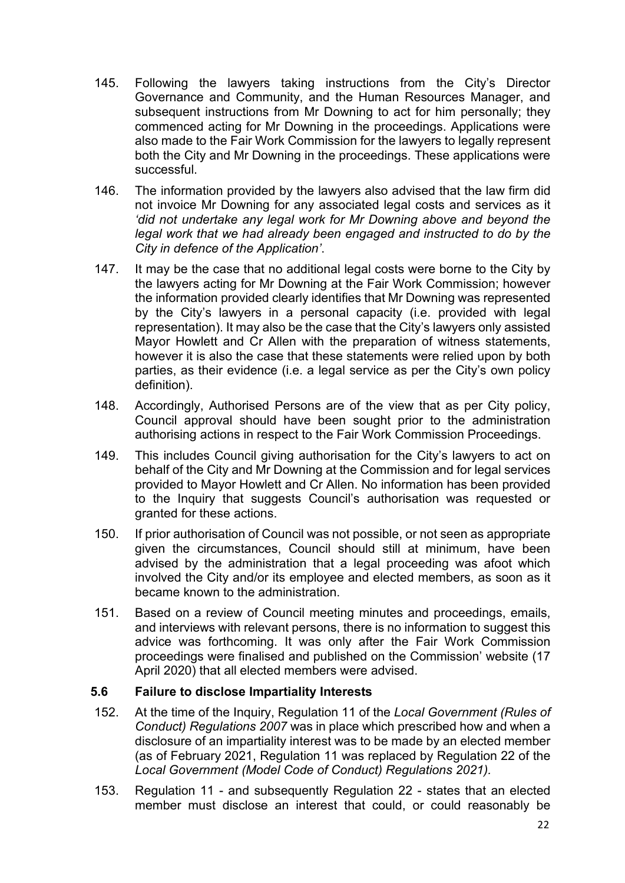145. Following the lawyers taking instructions from the City's Director Governance and Community, and the Human Resources Manager, and subsequent instructions from Mr Downing to act for him personally; they commenced acting for Mr Downing in the proceedings. Applications were also made to the Fair Work Commission for the lawyers to legally represent both the City and Mr Downing in the proceedings. These applications were successful.

146. The information provided by the lawyers also advised that the law firm did not invoice Mr Downing for any associated legal costs and services as it *'did not undertake any legal work for Mr Downing above and beyond the legal work that we had already been engaged and instructed to do by the City in defence of the Application'*.

147. It may be the case that no additional legal costs were borne to the City by the lawyers acting for Mr Downing at the Fair Work Commission; however the information provided clearly identifies that Mr Downing was represented by the City's lawyers in a personal capacity (i.e. provided with legal representation). It may also be the case that the City's lawyers only assisted Mayor Howlett and Cr Allen with the preparation of witness statements, however it is also the case that these statements were relied upon by both parties, as their evidence (i.e. a legal service as per the City's own policy definition).

148. Accordingly, Authorised Persons are of the view that as per City policy, Council approval should have been sought prior to the administration authorising actions in respect to the Fair Work Commission Proceedings.

149. This includes Council giving authorisation for the City's lawyers to act on behalf of the City and Mr Downing at the Commission and for legal services provided to Mayor Howlett and Cr Allen. No information has been provided to the Inquiry that suggests Council's authorisation was requested or granted for these actions.

150. If prior authorisation of Council was not possible, or not seen as appropriate given the circumstances, Council should still at minimum, have been advised by the administration that a legal proceeding was afoot which involved the City and/or its employee and elected members, as soon as it became known to the administration.

151. Based on a review of Council meeting minutes and proceedings, emails, and interviews with relevant persons, there is no information to suggest this advice was forthcoming. It was only after the Fair Work Commission proceedings were finalised and published on the Commission' website (17 April 2020) that all elected members were advised.

### 5.6 Failure to disclose Impartiality Interests

152. At the time of the Inquiry, Regulation 11 of the *Local Government (Rules of Conduct) Regulations 2007* was in place which prescribed how and when a disclosure of an impartiality interest was to be made by an elected member (as of February 2021, Regulation 11 was replaced by Regulation 22 of the *Local Government (Model Code of Conduct) Regulations 2021).*

153. Regulation 11 - and subsequently Regulation 22 - states that an elected member must disclose an interest that could, or could reasonably be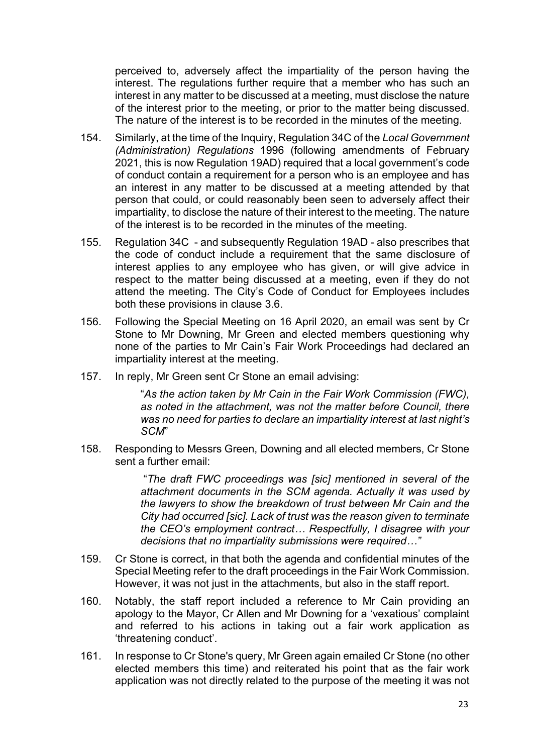perceived to, adversely affect the impartiality of the person having the interest. The regulations further require that a member who has such an interest in any matter to be discussed at a meeting, must disclose the nature of the interest prior to the meeting, or prior to the matter being discussed. The nature of the interest is to be recorded in the minutes of the meeting.

154. Similarly, at the time of the Inquiry, Regulation 34C of the *Local Government (Administration) Regulations* 1996 (following amendments of February 2021, this is now Regulation 19AD) required that a local government's code of conduct contain a requirement for a person who is an employee and has an interest in any matter to be discussed at a meeting attended by that person that could, or could reasonably been seen to adversely affect their impartiality, to disclose the nature of their interest to the meeting. The nature of the interest is to be recorded in the minutes of the meeting.

155. Regulation 34C - and subsequently Regulation 19AD - also prescribes that the code of conduct include a requirement that the same disclosure of interest applies to any employee who has given, or will give advice in respect to the matter being discussed at a meeting, even if they do not attend the meeting. The City's Code of Conduct for Employees includes both these provisions in clause 3.6.

156. Following the Special Meeting on 16 April 2020, an email was sent by Cr Stone to Mr Downing, Mr Green and elected members questioning why none of the parties to Mr Cain's Fair Work Proceedings had declared an impartiality interest at the meeting.

157. In reply, Mr Green sent Cr Stone an email advising:

> "*As the action taken by Mr Cain in the Fair Work Commission (FWC), as noted in the attachment, was not the matter before Council, there was no need for parties to declare an impartiality interest at last night's SCM*"

158. Responding to Messrs Green, Downing and all elected members, Cr Stone sent a further email:

> "*The draft FWC proceedings was [sic] mentioned in several of the attachment documents in the SCM agenda. Actually it was used by the lawyers to show the breakdown of trust between Mr Cain and the City had occurred [sic]. Lack of trust was the reason given to terminate the CEO's employment contract… Respectfully, I disagree with your decisions that no impartiality submissions were required…*"

159. Cr Stone is correct, in that both the agenda and confidential minutes of the Special Meeting refer to the draft proceedings in the Fair Work Commission. However, it was not just in the attachments, but also in the staff report.

160. Notably, the staff report included a reference to Mr Cain providing an apology to the Mayor, Cr Allen and Mr Downing for a 'vexatious' complaint and referred to his actions in taking out a fair work application as 'threatening conduct'.

161. In response to Cr Stone's query, Mr Green again emailed Cr Stone (no other elected members this time) and reiterated his point that as the fair work application was not directly related to the purpose of the meeting it was not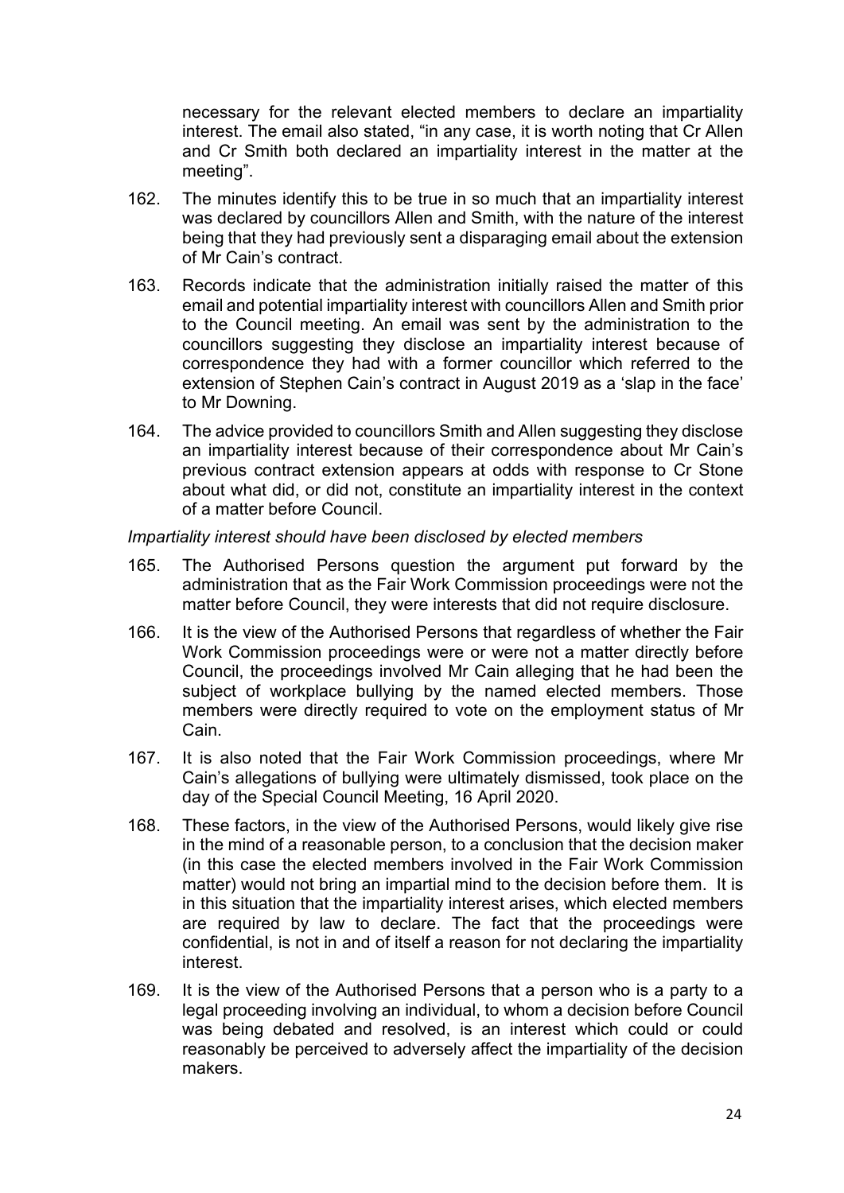necessary for the relevant elected members to declare an impartiality interest. The email also stated, "in any case, it is worth noting that Cr Allen and Cr Smith both declared an impartiality interest in the matter at the meeting".

162. The minutes identify this to be true in so much that an impartiality interest was declared by councillors Allen and Smith, with the nature of the interest being that they had previously sent a disparaging email about the extension of Mr Cain's contract.

163. Records indicate that the administration initially raised the matter of this email and potential impartiality interest with councillors Allen and Smith prior to the Council meeting. An email was sent by the administration to the councillors suggesting they disclose an impartiality interest because of correspondence they had with a former councillor which referred to the extension of Stephen Cain's contract in August 2019 as a 'slap in the face' to Mr Downing.

164. The advice provided to councillors Smith and Allen suggesting they disclose an impartiality interest because of their correspondence about Mr Cain's previous contract extension appears at odds with response to Cr Stone about what did, or did not, constitute an impartiality interest in the context of a matter before Council.

*Impartiality interest should have been disclosed by elected members*

165. The Authorised Persons question the argument put forward by the administration that as the Fair Work Commission proceedings were not the matter before Council, they were interests that did not require disclosure.

166. It is the view of the Authorised Persons that regardless of whether the Fair Work Commission proceedings were or were not a matter directly before Council, the proceedings involved Mr Cain alleging that he had been the subject of workplace bullying by the named elected members. Those members were directly required to vote on the employment status of Mr Cain.

167. It is also noted that the Fair Work Commission proceedings, where Mr Cain's allegations of bullying were ultimately dismissed, took place on the day of the Special Council Meeting, 16 April 2020.

168. These factors, in the view of the Authorised Persons, would likely give rise in the mind of a reasonable person, to a conclusion that the decision maker (in this case the elected members involved in the Fair Work Commission matter) would not bring an impartial mind to the decision before them. It is in this situation that the impartiality interest arises, which elected members are required by law to declare. The fact that the proceedings were confidential, is not in and of itself a reason for not declaring the impartiality interest.

169. It is the view of the Authorised Persons that a person who is a party to a legal proceeding involving an individual, to whom a decision before Council was being debated and resolved, is an interest which could or could reasonably be perceived to adversely affect the impartiality of the decision makers.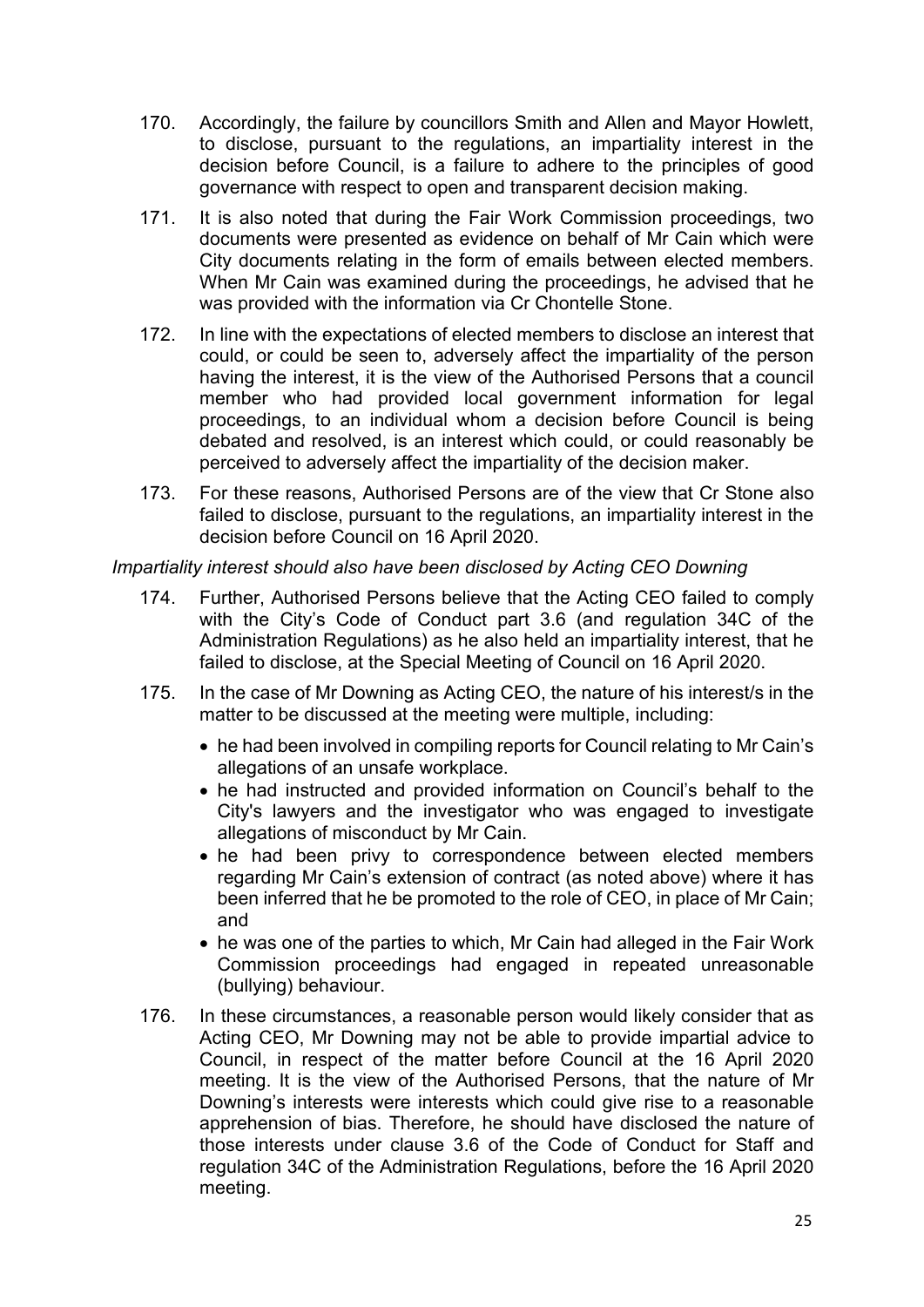170. Accordingly, the failure by councillors Smith and Allen and Mayor Howlett, to disclose, pursuant to the regulations, an impartiality interest in the decision before Council, is a failure to adhere to the principles of good governance with respect to open and transparent decision making.

171. It is also noted that during the Fair Work Commission proceedings, two documents were presented as evidence on behalf of Mr Cain which were City documents relating in the form of emails between elected members. When Mr Cain was examined during the proceedings, he advised that he was provided with the information via Cr Chontelle Stone.

172. In line with the expectations of elected members to disclose an interest that could, or could be seen to, adversely affect the impartiality of the person having the interest, it is the view of the Authorised Persons that a council member who had provided local government information for legal proceedings, to an individual whom a decision before Council is being debated and resolved, is an interest which could, or could reasonably be perceived to adversely affect the impartiality of the decision maker.

173. For these reasons, Authorised Persons are of the view that Cr Stone also failed to disclose, pursuant to the regulations, an impartiality interest in the decision before Council on 16 April 2020.

*Impartiality interest should also have been disclosed by Acting CEO Downing*

174. Further, Authorised Persons believe that the Acting CEO failed to comply with the City's Code of Conduct part 3.6 (and regulation 34C of the Administration Regulations) as he also held an impartiality interest, that he failed to disclose, at the Special Meeting of Council on 16 April 2020.

175. In the case of Mr Downing as Acting CEO, the nature of his interest/s in the matter to be discussed at the meeting were multiple, including:

    - he had been involved in compiling reports for Council relating to Mr Cain's allegations of an unsafe workplace.
    - he had instructed and provided information on Council's behalf to the City's lawyers and the investigator who was engaged to investigate allegations of misconduct by Mr Cain.
    - he had been privy to correspondence between elected members regarding Mr Cain's extension of contract (as noted above) where it has been inferred that he be promoted to the role of CEO, in place of Mr Cain; and
    - he was one of the parties to which, Mr Cain had alleged in the Fair Work Commission proceedings had engaged in repeated unreasonable (bullying) behaviour.

176. In these circumstances, a reasonable person would likely consider that as Acting CEO, Mr Downing may not be able to provide impartial advice to Council, in respect of the matter before Council at the 16 April 2020 meeting. It is the view of the Authorised Persons, that the nature of Mr Downing's interests were interests which could give rise to a reasonable apprehension of bias. Therefore, he should have disclosed the nature of those interests under clause 3.6 of the Code of Conduct for Staff and regulation 34C of the Administration Regulations, before the 16 April 2020 meeting.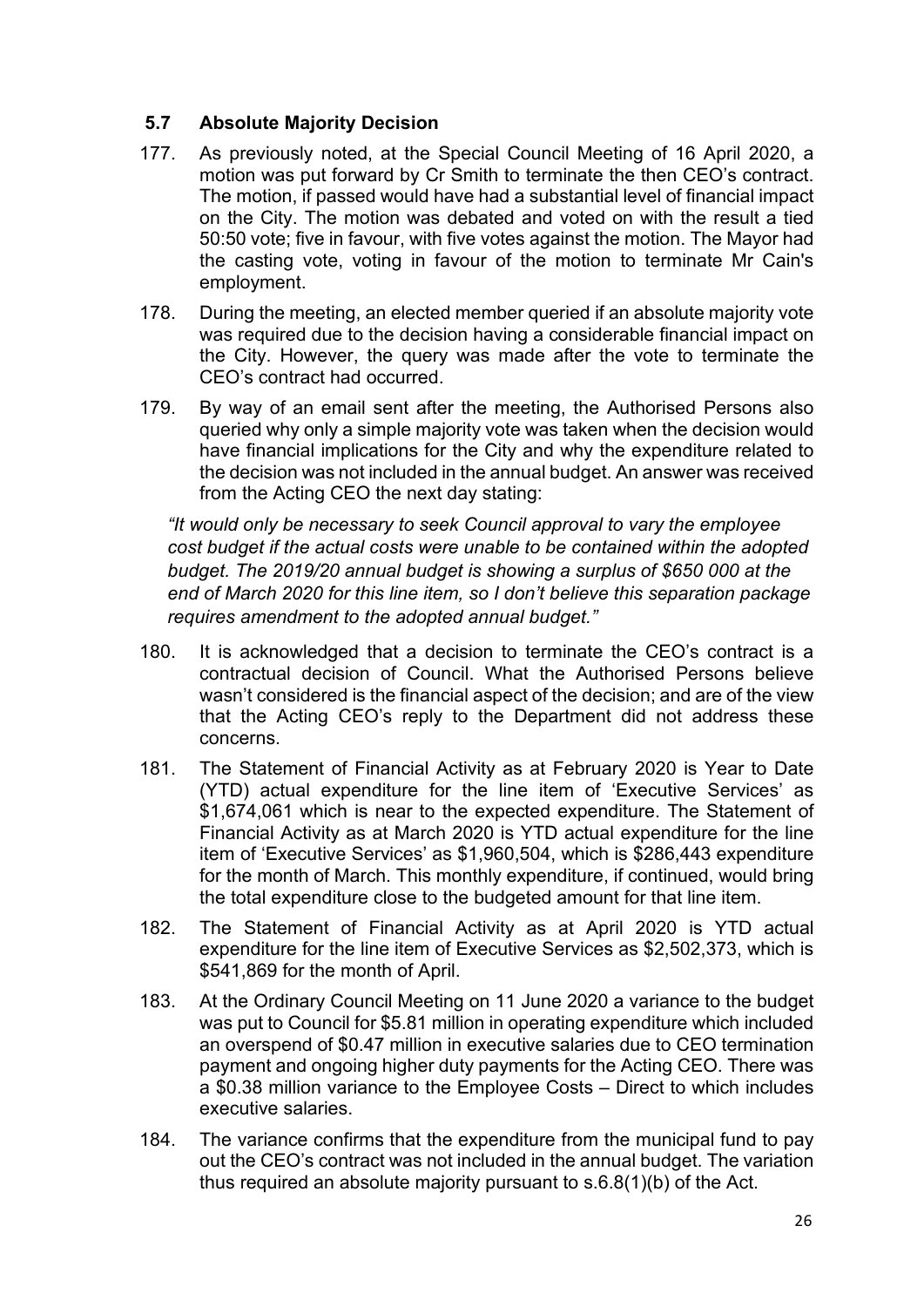### 5.7 Absolute Majority Decision

177. As previously noted, at the Special Council Meeting of 16 April 2020, a motion was put forward by Cr Smith to terminate the then CEO's contract. The motion, if passed would have had a substantial level of financial impact on the City. The motion was debated and voted on with the result a tied 50:50 vote; five in favour, with five votes against the motion. The Mayor had the casting vote, voting in favour of the motion to terminate Mr Cain's employment.

178. During the meeting, an elected member queried if an absolute majority vote was required due to the decision having a considerable financial impact on the City. However, the query was made after the vote to terminate the CEO's contract had occurred.

179. By way of an email sent after the meeting, the Authorised Persons also queried why only a simple majority vote was taken when the decision would have financial implications for the City and why the expenditure related to the decision was not included in the annual budget. An answer was received from the Acting CEO the next day stating:

*"It would only be necessary to seek Council approval to vary the employee cost budget if the actual costs were unable to be contained within the adopted budget. The 2019/20 annual budget is showing a surplus of $650 000 at the end of March 2020 for this line item, so I don't believe this separation package requires amendment to the adopted annual budget."*

180. It is acknowledged that a decision to terminate the CEO's contract is a contractual decision of Council. What the Authorised Persons believe wasn't considered is the financial aspect of the decision; and are of the view that the Acting CEO's reply to the Department did not address these concerns.

181. The Statement of Financial Activity as at February 2020 is Year to Date (YTD) actual expenditure for the line item of 'Executive Services' as $1,674,061 which is near to the expected expenditure. The Statement of Financial Activity as at March 2020 is YTD actual expenditure for the line item of 'Executive Services' as $1,960,504, which is $286,443 expenditure for the month of March. This monthly expenditure, if continued, would bring the total expenditure close to the budgeted amount for that line item.

182. The Statement of Financial Activity as at April 2020 is YTD actual expenditure for the line item of Executive Services as $2,502,373, which is $541,869 for the month of April.

183. At the Ordinary Council Meeting on 11 June 2020 a variance to the budget was put to Council for $5.81 million in operating expenditure which included an overspend of $0.47 million in executive salaries due to CEO termination payment and ongoing higher duty payments for the Acting CEO. There was a $0.38 million variance to the Employee Costs – Direct to which includes executive salaries.

184. The variance confirms that the expenditure from the municipal fund to pay out the CEO's contract was not included in the annual budget. The variation thus required an absolute majority pursuant to s.6.8(1)(b) of the Act.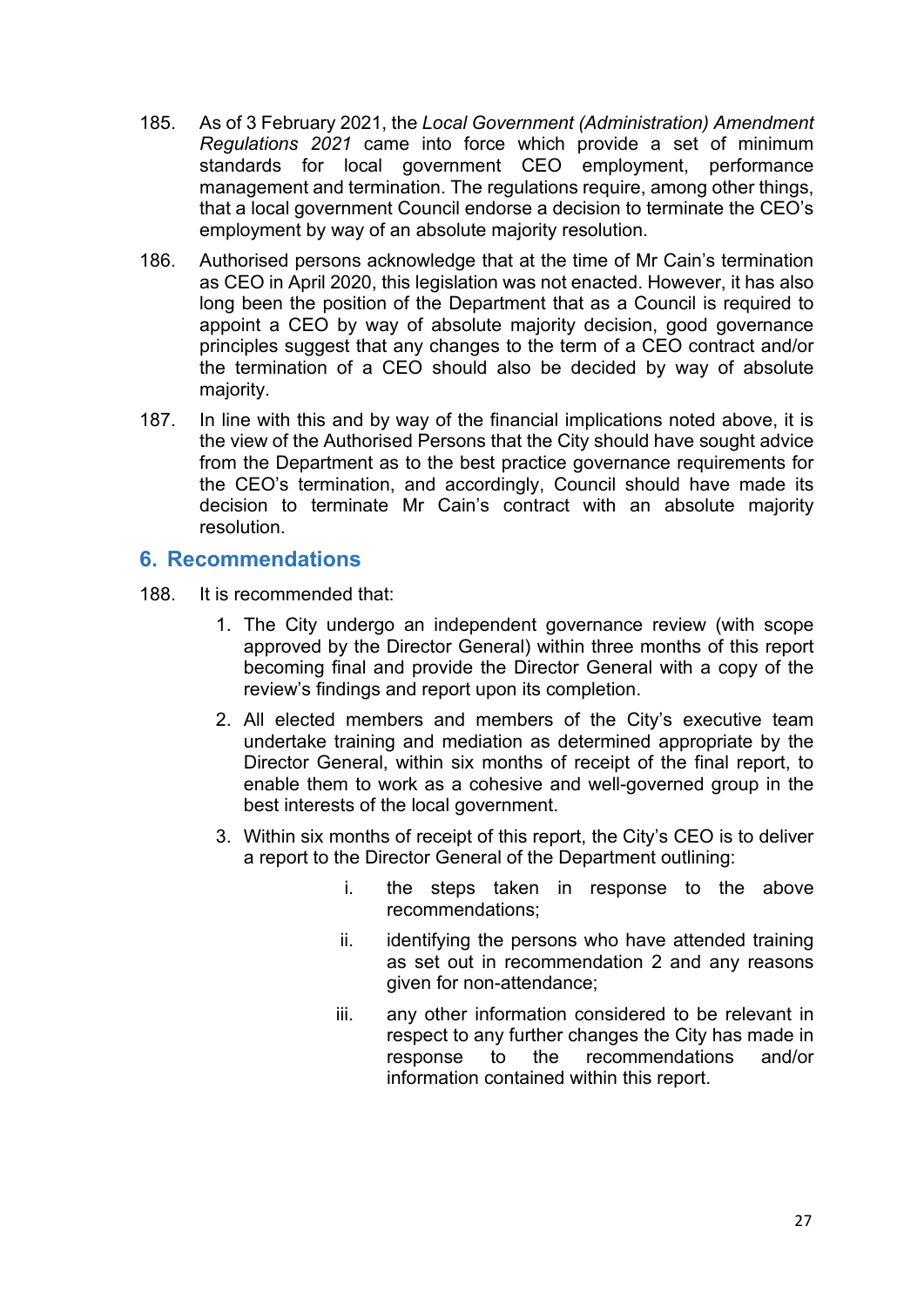185. As of 3 February 2021, the *Local Government (Administration) Amendment Regulations 2021* came into force which provide a set of minimum standards for local government CEO employment, performance management and termination. The regulations require, among other things, that a local government Council endorse a decision to terminate the CEO's employment by way of an absolute majority resolution.

186. Authorised persons acknowledge that at the time of Mr Cain's termination as CEO in April 2020, this legislation was not enacted. However, it has also long been the position of the Department that as a Council is required to appoint a CEO by way of absolute majority decision, good governance principles suggest that any changes to the term of a CEO contract and/or the termination of a CEO should also be decided by way of absolute majority.

187. In line with this and by way of the financial implications noted above, it is the view of the Authorised Persons that the City should have sought advice from the Department as to the best practice governance requirements for the CEO's termination, and accordingly, Council should have made its decision to terminate Mr Cain's contract with an absolute majority resolution.

## 6. Recommendations

188. It is recommended that:

1. The City undergo an independent governance review (with scope approved by the Director General) within three months of this report becoming final and provide the Director General with a copy of the review's findings and report upon its completion.

2. All elected members and members of the City's executive team undertake training and mediation as determined appropriate by the Director General, within six months of receipt of the final report, to enable them to work as a cohesive and well-governed group in the best interests of the local government.

3. Within six months of receipt of this report, the City's CEO is to deliver a report to the Director General of the Department outlining:

   i. the steps taken in response to the above recommendations;

   ii. identifying the persons who have attended training as set out in recommendation 2 and any reasons given for non-attendance;

   iii. any other information considered to be relevant in respect to any further changes the City has made in response to the recommendations and/or information contained within this report.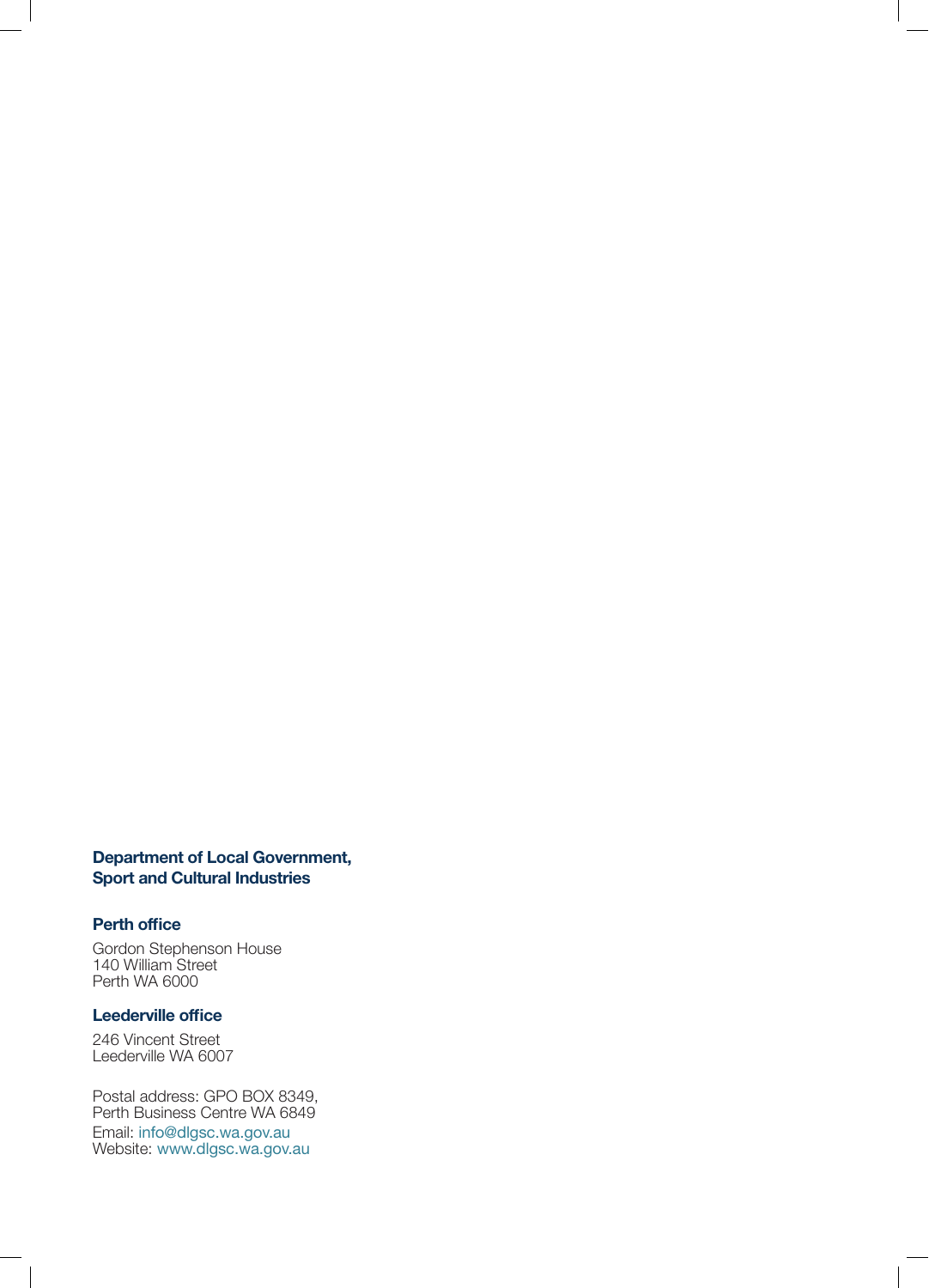**Department of Local Government, Sport and Cultural Industries**

**Perth office**

Gordon Stephenson House
140 William Street
Perth WA 6000

**Leederville office**

246 Vincent Street
Leederville WA 6007

Postal address: GPO BOX 8349,
Perth Business Centre WA 6849
Email: info@dlgsc.wa.gov.au
Website: www.dlgsc.wa.gov.au